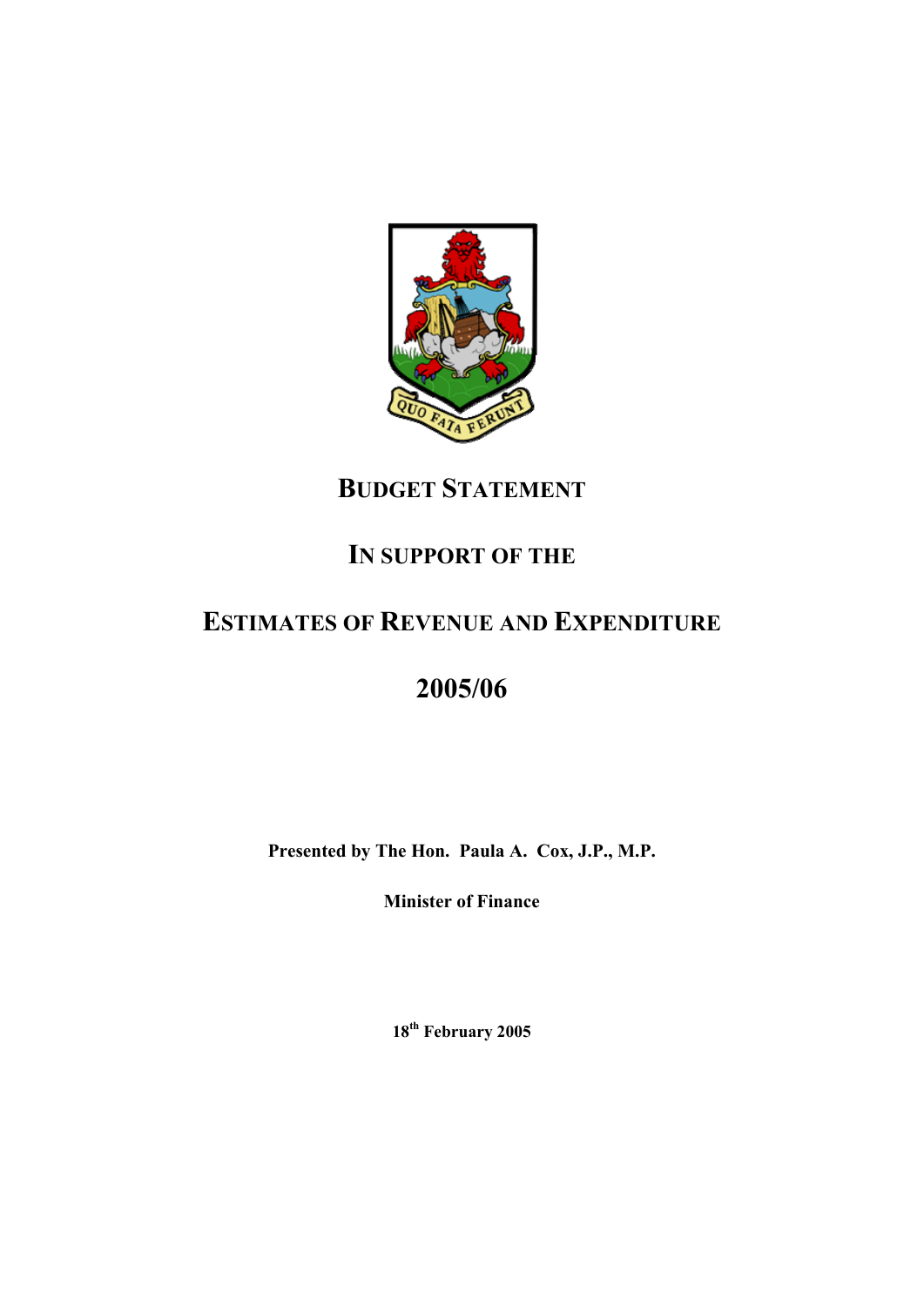# BUDGET STATEMENT

# IN SUPPORT OF THE

# ESTIMATES OF REVENUE AND EXPENDITURE

# 2005/06

**Presented by The Hon. Paula A. Cox, J.P., M.P.**

**Minister of Finance**

**18th February 2005**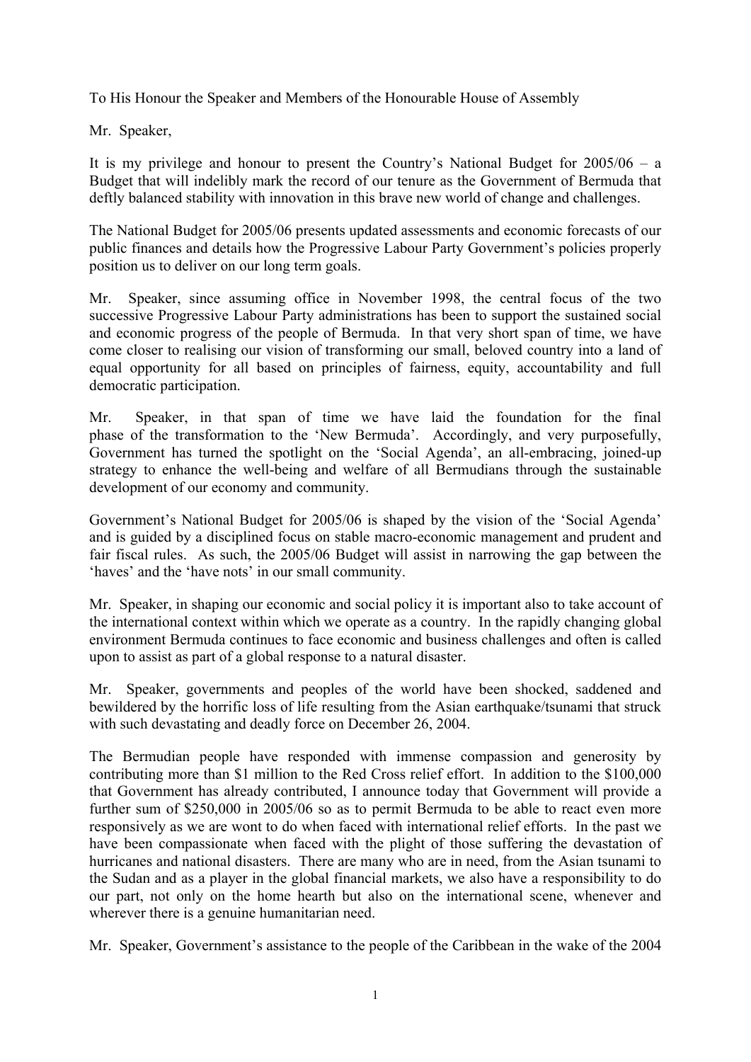To His Honour the Speaker and Members of the Honourable House of Assembly

Mr. Speaker,

It is my privilege and honour to present the Country's National Budget for 2005/06 – a Budget that will indelibly mark the record of our tenure as the Government of Bermuda that deftly balanced stability with innovation in this brave new world of change and challenges.

The National Budget for 2005/06 presents updated assessments and economic forecasts of our public finances and details how the Progressive Labour Party Government's policies properly position us to deliver on our long term goals.

Mr. Speaker, since assuming office in November 1998, the central focus of the two successive Progressive Labour Party administrations has been to support the sustained social and economic progress of the people of Bermuda. In that very short span of time, we have come closer to realising our vision of transforming our small, beloved country into a land of equal opportunity for all based on principles of fairness, equity, accountability and full democratic participation.

Mr. Speaker, in that span of time we have laid the foundation for the final phase of the transformation to the 'New Bermuda'. Accordingly, and very purposefully, Government has turned the spotlight on the 'Social Agenda', an all-embracing, joined-up strategy to enhance the well-being and welfare of all Bermudians through the sustainable development of our economy and community.

Government's National Budget for 2005/06 is shaped by the vision of the 'Social Agenda' and is guided by a disciplined focus on stable macro-economic management and prudent and fair fiscal rules. As such, the 2005/06 Budget will assist in narrowing the gap between the 'haves' and the 'have nots' in our small community.

Mr. Speaker, in shaping our economic and social policy it is important also to take account of the international context within which we operate as a country. In the rapidly changing global environment Bermuda continues to face economic and business challenges and often is called upon to assist as part of a global response to a natural disaster.

Mr. Speaker, governments and peoples of the world have been shocked, saddened and bewildered by the horrific loss of life resulting from the Asian earthquake/tsunami that struck with such devastating and deadly force on December 26, 2004.

The Bermudian people have responded with immense compassion and generosity by contributing more than $1 million to the Red Cross relief effort. In addition to the $100,000 that Government has already contributed, I announce today that Government will provide a further sum of $250,000 in 2005/06 so as to permit Bermuda to be able to react even more responsively as we are wont to do when faced with international relief efforts. In the past we have been compassionate when faced with the plight of those suffering the devastation of hurricanes and national disasters. There are many who are in need, from the Asian tsunami to the Sudan and as a player in the global financial markets, we also have a responsibility to do our part, not only on the home hearth but also on the international scene, whenever and wherever there is a genuine humanitarian need.

Mr. Speaker, Government's assistance to the people of the Caribbean in the wake of the 2004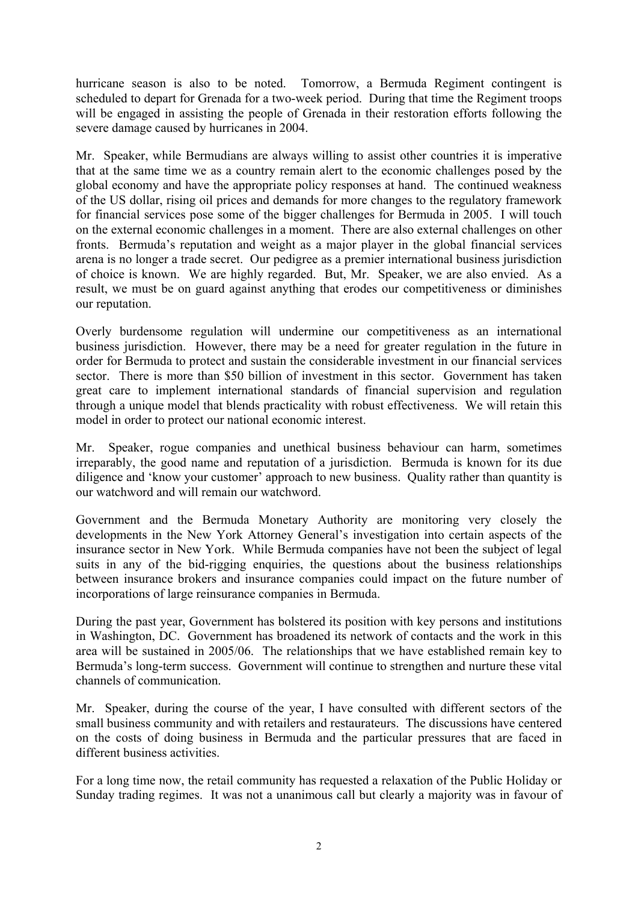hurricane season is also to be noted. Tomorrow, a Bermuda Regiment contingent is scheduled to depart for Grenada for a two-week period. During that time the Regiment troops will be engaged in assisting the people of Grenada in their restoration efforts following the severe damage caused by hurricanes in 2004.

Mr. Speaker, while Bermudians are always willing to assist other countries it is imperative that at the same time we as a country remain alert to the economic challenges posed by the global economy and have the appropriate policy responses at hand. The continued weakness of the US dollar, rising oil prices and demands for more changes to the regulatory framework for financial services pose some of the bigger challenges for Bermuda in 2005. I will touch on the external economic challenges in a moment. There are also external challenges on other fronts. Bermuda's reputation and weight as a major player in the global financial services arena is no longer a trade secret. Our pedigree as a premier international business jurisdiction of choice is known. We are highly regarded. But, Mr. Speaker, we are also envied. As a result, we must be on guard against anything that erodes our competitiveness or diminishes our reputation.

Overly burdensome regulation will undermine our competitiveness as an international business jurisdiction. However, there may be a need for greater regulation in the future in order for Bermuda to protect and sustain the considerable investment in our financial services sector. There is more than $50 billion of investment in this sector. Government has taken great care to implement international standards of financial supervision and regulation through a unique model that blends practicality with robust effectiveness. We will retain this model in order to protect our national economic interest.

Mr. Speaker, rogue companies and unethical business behaviour can harm, sometimes irreparably, the good name and reputation of a jurisdiction. Bermuda is known for its due diligence and 'know your customer' approach to new business. Quality rather than quantity is our watchword and will remain our watchword.

Government and the Bermuda Monetary Authority are monitoring very closely the developments in the New York Attorney General's investigation into certain aspects of the insurance sector in New York. While Bermuda companies have not been the subject of legal suits in any of the bid-rigging enquiries, the questions about the business relationships between insurance brokers and insurance companies could impact on the future number of incorporations of large reinsurance companies in Bermuda.

During the past year, Government has bolstered its position with key persons and institutions in Washington, DC. Government has broadened its network of contacts and the work in this area will be sustained in 2005/06. The relationships that we have established remain key to Bermuda's long-term success. Government will continue to strengthen and nurture these vital channels of communication.

Mr. Speaker, during the course of the year, I have consulted with different sectors of the small business community and with retailers and restaurateurs. The discussions have centered on the costs of doing business in Bermuda and the particular pressures that are faced in different business activities.

For a long time now, the retail community has requested a relaxation of the Public Holiday or Sunday trading regimes. It was not a unanimous call but clearly a majority was in favour of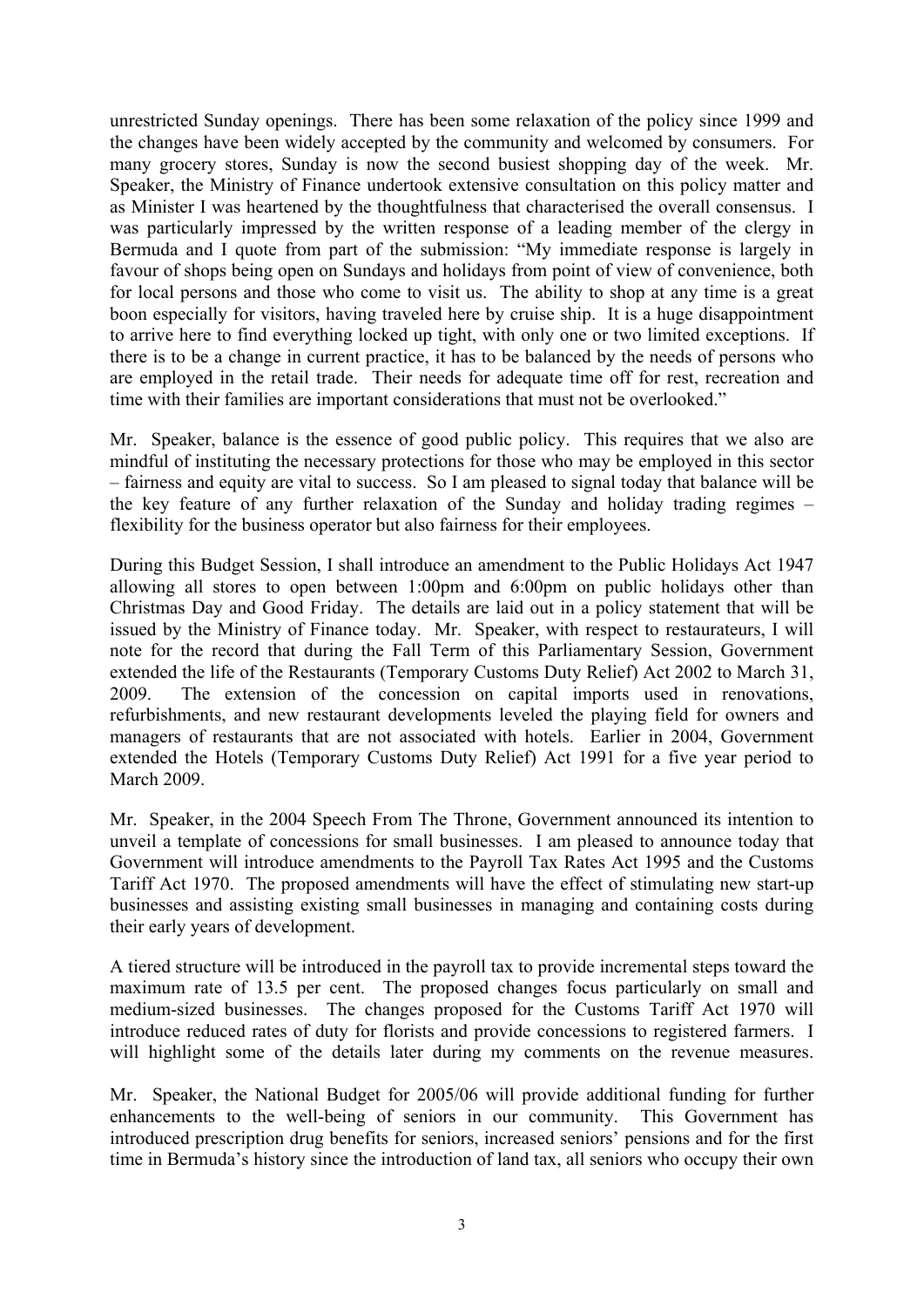unrestricted Sunday openings. There has been some relaxation of the policy since 1999 and the changes have been widely accepted by the community and welcomed by consumers. For many grocery stores, Sunday is now the second busiest shopping day of the week. Mr. Speaker, the Ministry of Finance undertook extensive consultation on this policy matter and as Minister I was heartened by the thoughtfulness that characterised the overall consensus. I was particularly impressed by the written response of a leading member of the clergy in Bermuda and I quote from part of the submission: "My immediate response is largely in favour of shops being open on Sundays and holidays from point of view of convenience, both for local persons and those who come to visit us. The ability to shop at any time is a great boon especially for visitors, having traveled here by cruise ship. It is a huge disappointment to arrive here to find everything locked up tight, with only one or two limited exceptions. If there is to be a change in current practice, it has to be balanced by the needs of persons who are employed in the retail trade. Their needs for adequate time off for rest, recreation and time with their families are important considerations that must not be overlooked."

Mr. Speaker, balance is the essence of good public policy. This requires that we also are mindful of instituting the necessary protections for those who may be employed in this sector – fairness and equity are vital to success. So I am pleased to signal today that balance will be the key feature of any further relaxation of the Sunday and holiday trading regimes – flexibility for the business operator but also fairness for their employees.

During this Budget Session, I shall introduce an amendment to the Public Holidays Act 1947 allowing all stores to open between 1:00pm and 6:00pm on public holidays other than Christmas Day and Good Friday. The details are laid out in a policy statement that will be issued by the Ministry of Finance today. Mr. Speaker, with respect to restaurateurs, I will note for the record that during the Fall Term of this Parliamentary Session, Government extended the life of the Restaurants (Temporary Customs Duty Relief) Act 2002 to March 31, 2009. The extension of the concession on capital imports used in renovations, refurbishments, and new restaurant developments leveled the playing field for owners and managers of restaurants that are not associated with hotels. Earlier in 2004, Government extended the Hotels (Temporary Customs Duty Relief) Act 1991 for a five year period to March 2009.

Mr. Speaker, in the 2004 Speech From The Throne, Government announced its intention to unveil a template of concessions for small businesses. I am pleased to announce today that Government will introduce amendments to the Payroll Tax Rates Act 1995 and the Customs Tariff Act 1970. The proposed amendments will have the effect of stimulating new start-up businesses and assisting existing small businesses in managing and containing costs during their early years of development.

A tiered structure will be introduced in the payroll tax to provide incremental steps toward the maximum rate of 13.5 per cent. The proposed changes focus particularly on small and medium-sized businesses. The changes proposed for the Customs Tariff Act 1970 will introduce reduced rates of duty for florists and provide concessions to registered farmers. I will highlight some of the details later during my comments on the revenue measures.

Mr. Speaker, the National Budget for 2005/06 will provide additional funding for further enhancements to the well-being of seniors in our community. This Government has introduced prescription drug benefits for seniors, increased seniors' pensions and for the first time in Bermuda's history since the introduction of land tax, all seniors who occupy their own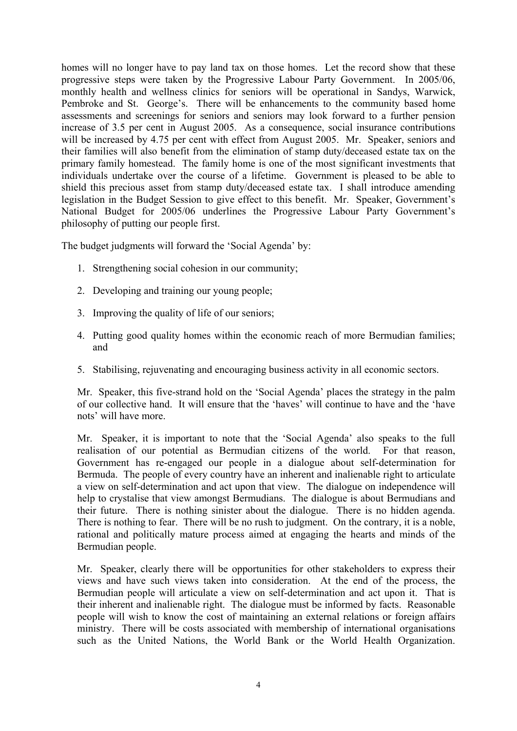homes will no longer have to pay land tax on those homes. Let the record show that these progressive steps were taken by the Progressive Labour Party Government. In 2005/06, monthly health and wellness clinics for seniors will be operational in Sandys, Warwick, Pembroke and St. George's. There will be enhancements to the community based home assessments and screenings for seniors and seniors may look forward to a further pension increase of 3.5 per cent in August 2005. As a consequence, social insurance contributions will be increased by 4.75 per cent with effect from August 2005. Mr. Speaker, seniors and their families will also benefit from the elimination of stamp duty/deceased estate tax on the primary family homestead. The family home is one of the most significant investments that individuals undertake over the course of a lifetime. Government is pleased to be able to shield this precious asset from stamp duty/deceased estate tax. I shall introduce amending legislation in the Budget Session to give effect to this benefit. Mr. Speaker, Government's National Budget for 2005/06 underlines the Progressive Labour Party Government's philosophy of putting our people first.

The budget judgments will forward the 'Social Agenda' by:

1. Strengthening social cohesion in our community;
2. Developing and training our young people;
3. Improving the quality of life of our seniors;
4. Putting good quality homes within the economic reach of more Bermudian families; and
5. Stabilising, rejuvenating and encouraging business activity in all economic sectors.

Mr. Speaker, this five-strand hold on the 'Social Agenda' places the strategy in the palm of our collective hand. It will ensure that the 'haves' will continue to have and the 'have nots' will have more.

Mr. Speaker, it is important to note that the 'Social Agenda' also speaks to the full realisation of our potential as Bermudian citizens of the world. For that reason, Government has re-engaged our people in a dialogue about self-determination for Bermuda. The people of every country have an inherent and inalienable right to articulate a view on self-determination and act upon that view. The dialogue on independence will help to crystalise that view amongst Bermudians. The dialogue is about Bermudians and their future. There is nothing sinister about the dialogue. There is no hidden agenda. There is nothing to fear. There will be no rush to judgment. On the contrary, it is a noble, rational and politically mature process aimed at engaging the hearts and minds of the Bermudian people.

Mr. Speaker, clearly there will be opportunities for other stakeholders to express their views and have such views taken into consideration. At the end of the process, the Bermudian people will articulate a view on self-determination and act upon it. That is their inherent and inalienable right. The dialogue must be informed by facts. Reasonable people will wish to know the cost of maintaining an external relations or foreign affairs ministry. There will be costs associated with membership of international organisations such as the United Nations, the World Bank or the World Health Organization.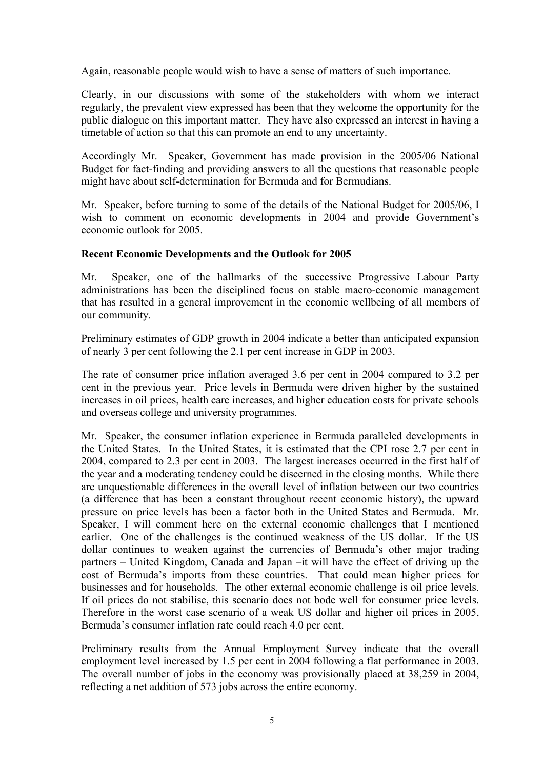Again, reasonable people would wish to have a sense of matters of such importance.

Clearly, in our discussions with some of the stakeholders with whom we interact regularly, the prevalent view expressed has been that they welcome the opportunity for the public dialogue on this important matter. They have also expressed an interest in having a timetable of action so that this can promote an end to any uncertainty.

Accordingly Mr. Speaker, Government has made provision in the 2005/06 National Budget for fact-finding and providing answers to all the questions that reasonable people might have about self-determination for Bermuda and for Bermudians.

Mr. Speaker, before turning to some of the details of the National Budget for 2005/06, I wish to comment on economic developments in 2004 and provide Government's economic outlook for 2005.

**Recent Economic Developments and the Outlook for 2005**

Mr. Speaker, one of the hallmarks of the successive Progressive Labour Party administrations has been the disciplined focus on stable macro-economic management that has resulted in a general improvement in the economic wellbeing of all members of our community.

Preliminary estimates of GDP growth in 2004 indicate a better than anticipated expansion of nearly 3 per cent following the 2.1 per cent increase in GDP in 2003.

The rate of consumer price inflation averaged 3.6 per cent in 2004 compared to 3.2 per cent in the previous year. Price levels in Bermuda were driven higher by the sustained increases in oil prices, health care increases, and higher education costs for private schools and overseas college and university programmes.

Mr. Speaker, the consumer inflation experience in Bermuda paralleled developments in the United States. In the United States, it is estimated that the CPI rose 2.7 per cent in 2004, compared to 2.3 per cent in 2003. The largest increases occurred in the first half of the year and a moderating tendency could be discerned in the closing months. While there are unquestionable differences in the overall level of inflation between our two countries (a difference that has been a constant throughout recent economic history), the upward pressure on price levels has been a factor both in the United States and Bermuda. Mr. Speaker, I will comment here on the external economic challenges that I mentioned earlier. One of the challenges is the continued weakness of the US dollar. If the US dollar continues to weaken against the currencies of Bermuda's other major trading partners – United Kingdom, Canada and Japan –it will have the effect of driving up the cost of Bermuda's imports from these countries. That could mean higher prices for businesses and for households. The other external economic challenge is oil price levels. If oil prices do not stabilise, this scenario does not bode well for consumer price levels. Therefore in the worst case scenario of a weak US dollar and higher oil prices in 2005, Bermuda's consumer inflation rate could reach 4.0 per cent.

Preliminary results from the Annual Employment Survey indicate that the overall employment level increased by 1.5 per cent in 2004 following a flat performance in 2003. The overall number of jobs in the economy was provisionally placed at 38,259 in 2004, reflecting a net addition of 573 jobs across the entire economy.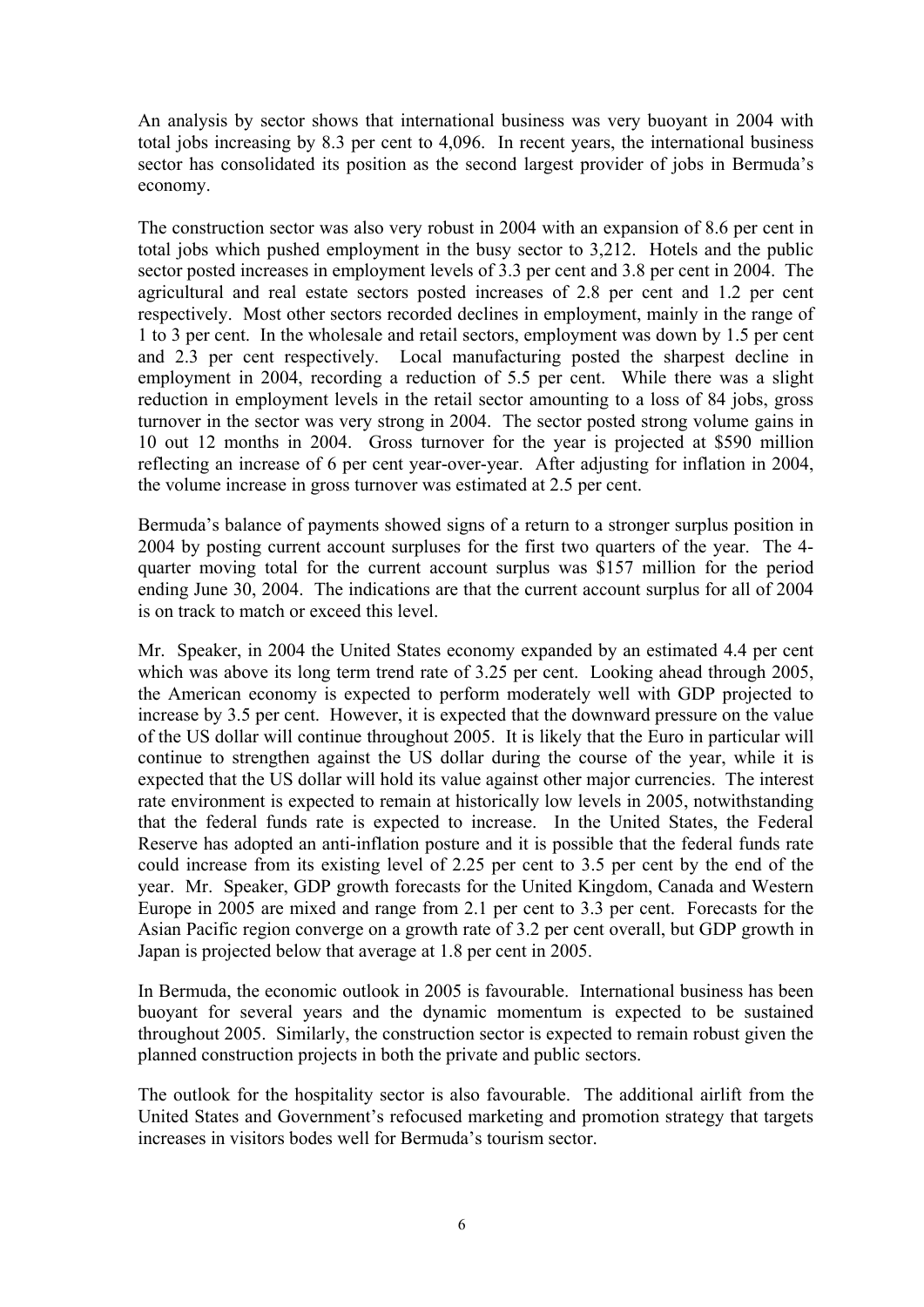An analysis by sector shows that international business was very buoyant in 2004 with total jobs increasing by 8.3 per cent to 4,096. In recent years, the international business sector has consolidated its position as the second largest provider of jobs in Bermuda's economy.

The construction sector was also very robust in 2004 with an expansion of 8.6 per cent in total jobs which pushed employment in the busy sector to 3,212. Hotels and the public sector posted increases in employment levels of 3.3 per cent and 3.8 per cent in 2004. The agricultural and real estate sectors posted increases of 2.8 per cent and 1.2 per cent respectively. Most other sectors recorded declines in employment, mainly in the range of 1 to 3 per cent. In the wholesale and retail sectors, employment was down by 1.5 per cent and 2.3 per cent respectively. Local manufacturing posted the sharpest decline in employment in 2004, recording a reduction of 5.5 per cent. While there was a slight reduction in employment levels in the retail sector amounting to a loss of 84 jobs, gross turnover in the sector was very strong in 2004. The sector posted strong volume gains in 10 out 12 months in 2004. Gross turnover for the year is projected at $590 million reflecting an increase of 6 per cent year-over-year. After adjusting for inflation in 2004, the volume increase in gross turnover was estimated at 2.5 per cent.

Bermuda's balance of payments showed signs of a return to a stronger surplus position in 2004 by posting current account surpluses for the first two quarters of the year. The 4-quarter moving total for the current account surplus was $157 million for the period ending June 30, 2004. The indications are that the current account surplus for all of 2004 is on track to match or exceed this level.

Mr. Speaker, in 2004 the United States economy expanded by an estimated 4.4 per cent which was above its long term trend rate of 3.25 per cent. Looking ahead through 2005, the American economy is expected to perform moderately well with GDP projected to increase by 3.5 per cent. However, it is expected that the downward pressure on the value of the US dollar will continue throughout 2005. It is likely that the Euro in particular will continue to strengthen against the US dollar during the course of the year, while it is expected that the US dollar will hold its value against other major currencies. The interest rate environment is expected to remain at historically low levels in 2005, notwithstanding that the federal funds rate is expected to increase. In the United States, the Federal Reserve has adopted an anti-inflation posture and it is possible that the federal funds rate could increase from its existing level of 2.25 per cent to 3.5 per cent by the end of the year. Mr. Speaker, GDP growth forecasts for the United Kingdom, Canada and Western Europe in 2005 are mixed and range from 2.1 per cent to 3.3 per cent. Forecasts for the Asian Pacific region converge on a growth rate of 3.2 per cent overall, but GDP growth in Japan is projected below that average at 1.8 per cent in 2005.

In Bermuda, the economic outlook in 2005 is favourable. International business has been buoyant for several years and the dynamic momentum is expected to be sustained throughout 2005. Similarly, the construction sector is expected to remain robust given the planned construction projects in both the private and public sectors.

The outlook for the hospitality sector is also favourable. The additional airlift from the United States and Government's refocused marketing and promotion strategy that targets increases in visitors bodes well for Bermuda's tourism sector.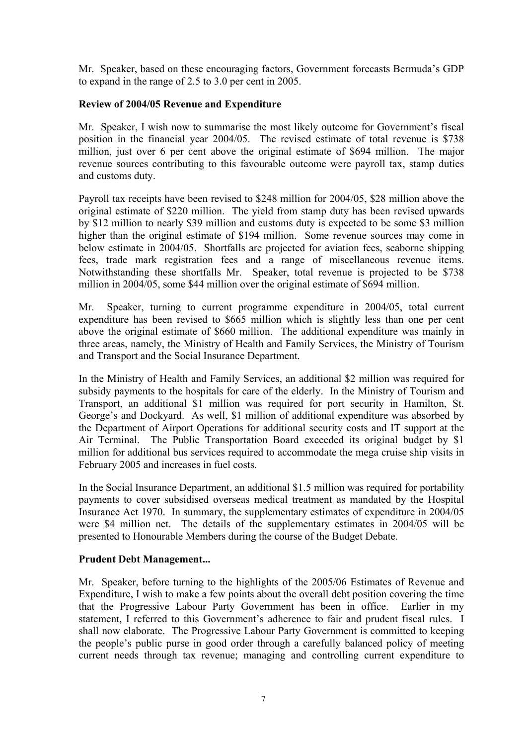Mr. Speaker, based on these encouraging factors, Government forecasts Bermuda's GDP to expand in the range of 2.5 to 3.0 per cent in 2005.

**Review of 2004/05 Revenue and Expenditure**

Mr. Speaker, I wish now to summarise the most likely outcome for Government's fiscal position in the financial year 2004/05. The revised estimate of total revenue is $738 million, just over 6 per cent above the original estimate of $694 million. The major revenue sources contributing to this favourable outcome were payroll tax, stamp duties and customs duty.

Payroll tax receipts have been revised to $248 million for 2004/05, $28 million above the original estimate of $220 million. The yield from stamp duty has been revised upwards by $12 million to nearly $39 million and customs duty is expected to be some $3 million higher than the original estimate of $194 million. Some revenue sources may come in below estimate in 2004/05. Shortfalls are projected for aviation fees, seaborne shipping fees, trade mark registration fees and a range of miscellaneous revenue items. Notwithstanding these shortfalls Mr. Speaker, total revenue is projected to be $738 million in 2004/05, some $44 million over the original estimate of $694 million.

Mr. Speaker, turning to current programme expenditure in 2004/05, total current expenditure has been revised to $665 million which is slightly less than one per cent above the original estimate of $660 million. The additional expenditure was mainly in three areas, namely, the Ministry of Health and Family Services, the Ministry of Tourism and Transport and the Social Insurance Department.

In the Ministry of Health and Family Services, an additional $2 million was required for subsidy payments to the hospitals for care of the elderly. In the Ministry of Tourism and Transport, an additional $1 million was required for port security in Hamilton, St. George's and Dockyard. As well, $1 million of additional expenditure was absorbed by the Department of Airport Operations for additional security costs and IT support at the Air Terminal. The Public Transportation Board exceeded its original budget by $1 million for additional bus services required to accommodate the mega cruise ship visits in February 2005 and increases in fuel costs.

In the Social Insurance Department, an additional $1.5 million was required for portability payments to cover subsidised overseas medical treatment as mandated by the Hospital Insurance Act 1970. In summary, the supplementary estimates of expenditure in 2004/05 were $4 million net. The details of the supplementary estimates in 2004/05 will be presented to Honourable Members during the course of the Budget Debate.

**Prudent Debt Management...**

Mr. Speaker, before turning to the highlights of the 2005/06 Estimates of Revenue and Expenditure, I wish to make a few points about the overall debt position covering the time that the Progressive Labour Party Government has been in office. Earlier in my statement, I referred to this Government's adherence to fair and prudent fiscal rules. I shall now elaborate. The Progressive Labour Party Government is committed to keeping the people's public purse in good order through a carefully balanced policy of meeting current needs through tax revenue; managing and controlling current expenditure to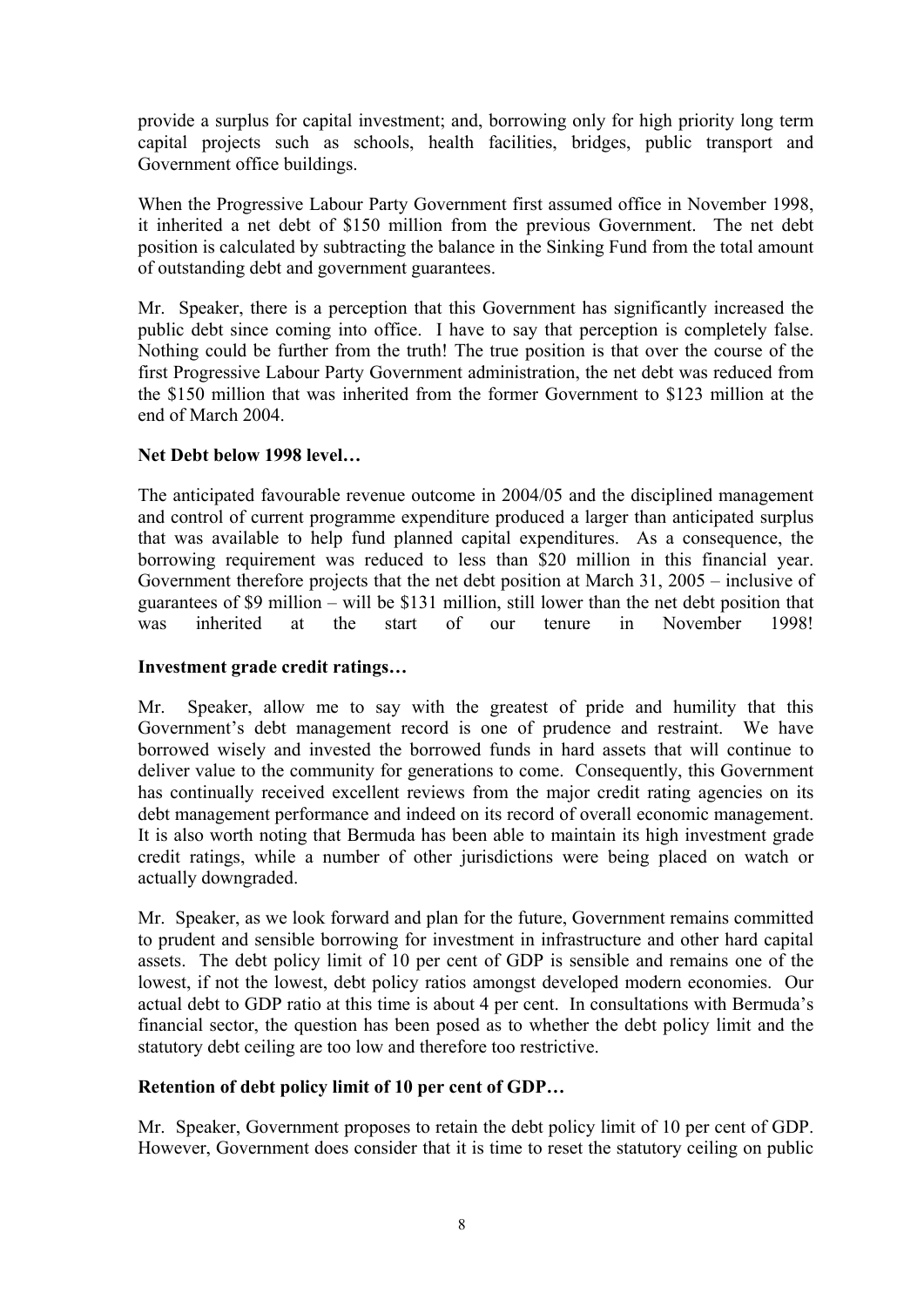provide a surplus for capital investment; and, borrowing only for high priority long term capital projects such as schools, health facilities, bridges, public transport and Government office buildings.

When the Progressive Labour Party Government first assumed office in November 1998, it inherited a net debt of $150 million from the previous Government. The net debt position is calculated by subtracting the balance in the Sinking Fund from the total amount of outstanding debt and government guarantees.

Mr. Speaker, there is a perception that this Government has significantly increased the public debt since coming into office. I have to say that perception is completely false. Nothing could be further from the truth! The true position is that over the course of the first Progressive Labour Party Government administration, the net debt was reduced from the $150 million that was inherited from the former Government to $123 million at the end of March 2004.

**Net Debt below 1998 level…**

The anticipated favourable revenue outcome in 2004/05 and the disciplined management and control of current programme expenditure produced a larger than anticipated surplus that was available to help fund planned capital expenditures. As a consequence, the borrowing requirement was reduced to less than $20 million in this financial year. Government therefore projects that the net debt position at March 31, 2005 – inclusive of guarantees of $9 million – will be $131 million, still lower than the net debt position that was inherited at the start of our tenure in November 1998!

**Investment grade credit ratings…**

Mr. Speaker, allow me to say with the greatest of pride and humility that this Government's debt management record is one of prudence and restraint. We have borrowed wisely and invested the borrowed funds in hard assets that will continue to deliver value to the community for generations to come. Consequently, this Government has continually received excellent reviews from the major credit rating agencies on its debt management performance and indeed on its record of overall economic management. It is also worth noting that Bermuda has been able to maintain its high investment grade credit ratings, while a number of other jurisdictions were being placed on watch or actually downgraded.

Mr. Speaker, as we look forward and plan for the future, Government remains committed to prudent and sensible borrowing for investment in infrastructure and other hard capital assets. The debt policy limit of 10 per cent of GDP is sensible and remains one of the lowest, if not the lowest, debt policy ratios amongst developed modern economies. Our actual debt to GDP ratio at this time is about 4 per cent. In consultations with Bermuda's financial sector, the question has been posed as to whether the debt policy limit and the statutory debt ceiling are too low and therefore too restrictive.

**Retention of debt policy limit of 10 per cent of GDP…**

Mr. Speaker, Government proposes to retain the debt policy limit of 10 per cent of GDP. However, Government does consider that it is time to reset the statutory ceiling on public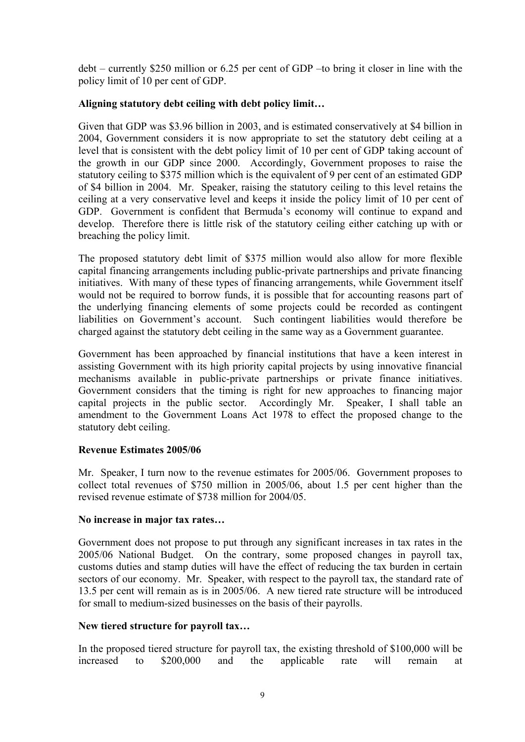debt – currently \$250 million or 6.25 per cent of GDP –to bring it closer in line with the policy limit of 10 per cent of GDP.

**Aligning statutory debt ceiling with debt policy limit…**

Given that GDP was \$3.96 billion in 2003, and is estimated conservatively at \$4 billion in 2004, Government considers it is now appropriate to set the statutory debt ceiling at a level that is consistent with the debt policy limit of 10 per cent of GDP taking account of the growth in our GDP since 2000. Accordingly, Government proposes to raise the statutory ceiling to \$375 million which is the equivalent of 9 per cent of an estimated GDP of \$4 billion in 2004. Mr. Speaker, raising the statutory ceiling to this level retains the ceiling at a very conservative level and keeps it inside the policy limit of 10 per cent of GDP. Government is confident that Bermuda's economy will continue to expand and develop. Therefore there is little risk of the statutory ceiling either catching up with or breaching the policy limit.

The proposed statutory debt limit of \$375 million would also allow for more flexible capital financing arrangements including public-private partnerships and private financing initiatives. With many of these types of financing arrangements, while Government itself would not be required to borrow funds, it is possible that for accounting reasons part of the underlying financing elements of some projects could be recorded as contingent liabilities on Government's account. Such contingent liabilities would therefore be charged against the statutory debt ceiling in the same way as a Government guarantee.

Government has been approached by financial institutions that have a keen interest in assisting Government with its high priority capital projects by using innovative financial mechanisms available in public-private partnerships or private finance initiatives. Government considers that the timing is right for new approaches to financing major capital projects in the public sector. Accordingly Mr. Speaker, I shall table an amendment to the Government Loans Act 1978 to effect the proposed change to the statutory debt ceiling.

**Revenue Estimates 2005/06**

Mr. Speaker, I turn now to the revenue estimates for 2005/06. Government proposes to collect total revenues of \$750 million in 2005/06, about 1.5 per cent higher than the revised revenue estimate of \$738 million for 2004/05.

**No increase in major tax rates…**

Government does not propose to put through any significant increases in tax rates in the 2005/06 National Budget. On the contrary, some proposed changes in payroll tax, customs duties and stamp duties will have the effect of reducing the tax burden in certain sectors of our economy. Mr. Speaker, with respect to the payroll tax, the standard rate of 13.5 per cent will remain as is in 2005/06. A new tiered rate structure will be introduced for small to medium-sized businesses on the basis of their payrolls.

**New tiered structure for payroll tax…**

In the proposed tiered structure for payroll tax, the existing threshold of \$100,000 will be increased to \$200,000 and the applicable rate will remain at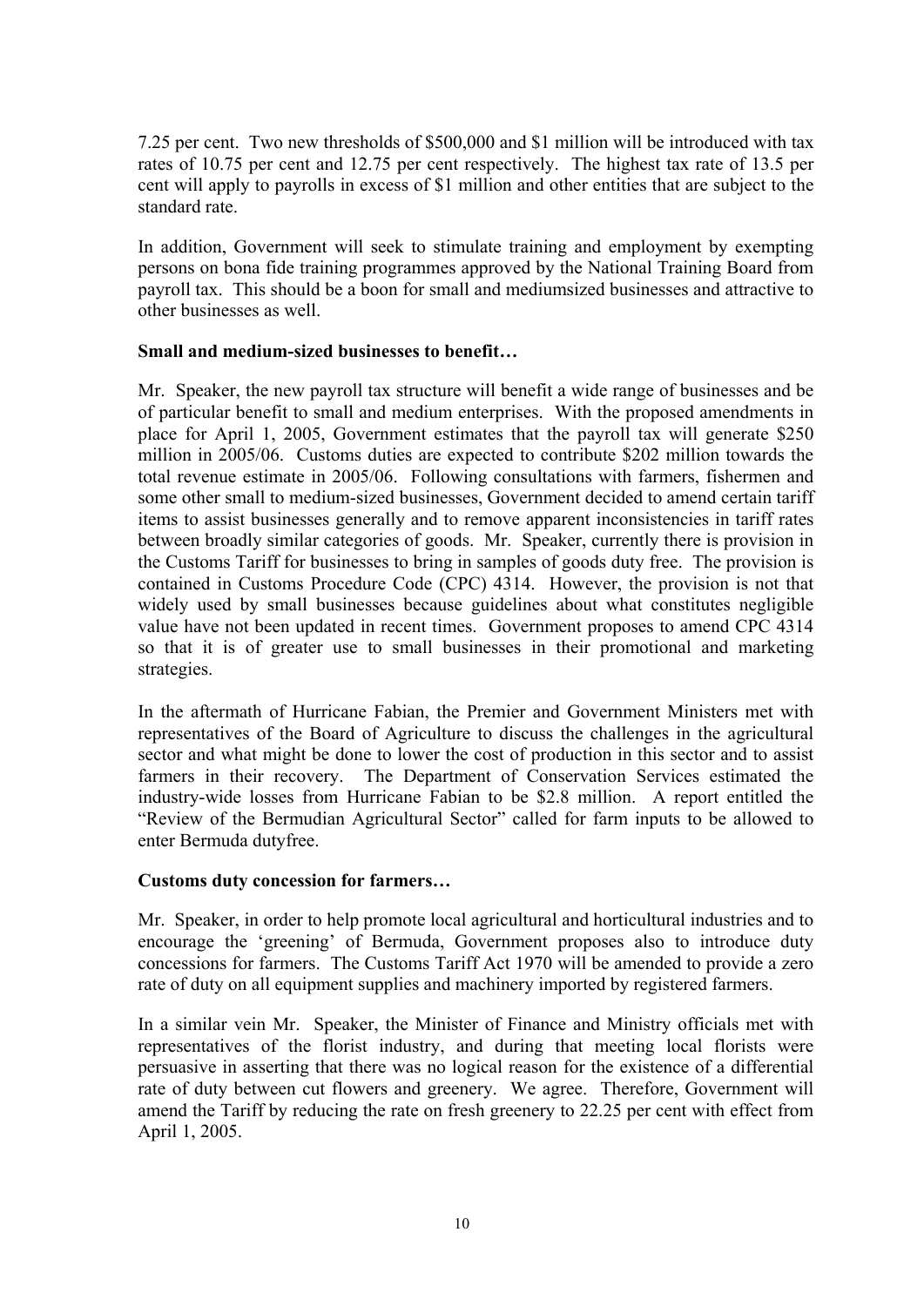7.25 per cent. Two new thresholds of $500,000 and $1 million will be introduced with tax rates of 10.75 per cent and 12.75 per cent respectively. The highest tax rate of 13.5 per cent will apply to payrolls in excess of $1 million and other entities that are subject to the standard rate.

In addition, Government will seek to stimulate training and employment by exempting persons on bona fide training programmes approved by the National Training Board from payroll tax. This should be a boon for small and mediumsized businesses and attractive to other businesses as well.

**Small and medium-sized businesses to benefit…**

Mr. Speaker, the new payroll tax structure will benefit a wide range of businesses and be of particular benefit to small and medium enterprises. With the proposed amendments in place for April 1, 2005, Government estimates that the payroll tax will generate $250 million in 2005/06. Customs duties are expected to contribute $202 million towards the total revenue estimate in 2005/06. Following consultations with farmers, fishermen and some other small to medium-sized businesses, Government decided to amend certain tariff items to assist businesses generally and to remove apparent inconsistencies in tariff rates between broadly similar categories of goods. Mr. Speaker, currently there is provision in the Customs Tariff for businesses to bring in samples of goods duty free. The provision is contained in Customs Procedure Code (CPC) 4314. However, the provision is not that widely used by small businesses because guidelines about what constitutes negligible value have not been updated in recent times. Government proposes to amend CPC 4314 so that it is of greater use to small businesses in their promotional and marketing strategies.

In the aftermath of Hurricane Fabian, the Premier and Government Ministers met with representatives of the Board of Agriculture to discuss the challenges in the agricultural sector and what might be done to lower the cost of production in this sector and to assist farmers in their recovery. The Department of Conservation Services estimated the industry-wide losses from Hurricane Fabian to be $2.8 million. A report entitled the "Review of the Bermudian Agricultural Sector" called for farm inputs to be allowed to enter Bermuda dutyfree.

**Customs duty concession for farmers…**

Mr. Speaker, in order to help promote local agricultural and horticultural industries and to encourage the 'greening' of Bermuda, Government proposes also to introduce duty concessions for farmers. The Customs Tariff Act 1970 will be amended to provide a zero rate of duty on all equipment supplies and machinery imported by registered farmers.

In a similar vein Mr. Speaker, the Minister of Finance and Ministry officials met with representatives of the florist industry, and during that meeting local florists were persuasive in asserting that there was no logical reason for the existence of a differential rate of duty between cut flowers and greenery. We agree. Therefore, Government will amend the Tariff by reducing the rate on fresh greenery to 22.25 per cent with effect from April 1, 2005.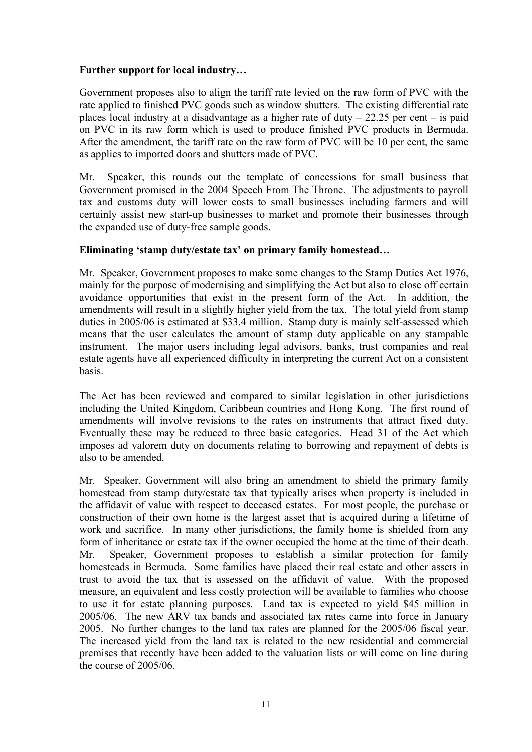**Further support for local industry…**

Government proposes also to align the tariff rate levied on the raw form of PVC with the rate applied to finished PVC goods such as window shutters. The existing differential rate places local industry at a disadvantage as a higher rate of duty – 22.25 per cent – is paid on PVC in its raw form which is used to produce finished PVC products in Bermuda. After the amendment, the tariff rate on the raw form of PVC will be 10 per cent, the same as applies to imported doors and shutters made of PVC.

Mr. Speaker, this rounds out the template of concessions for small business that Government promised in the 2004 Speech From The Throne. The adjustments to payroll tax and customs duty will lower costs to small businesses including farmers and will certainly assist new start-up businesses to market and promote their businesses through the expanded use of duty-free sample goods.

**Eliminating 'stamp duty/estate tax' on primary family homestead…**

Mr. Speaker, Government proposes to make some changes to the Stamp Duties Act 1976, mainly for the purpose of modernising and simplifying the Act but also to close off certain avoidance opportunities that exist in the present form of the Act. In addition, the amendments will result in a slightly higher yield from the tax. The total yield from stamp duties in 2005/06 is estimated at $33.4 million. Stamp duty is mainly self-assessed which means that the user calculates the amount of stamp duty applicable on any stampable instrument. The major users including legal advisors, banks, trust companies and real estate agents have all experienced difficulty in interpreting the current Act on a consistent basis.

The Act has been reviewed and compared to similar legislation in other jurisdictions including the United Kingdom, Caribbean countries and Hong Kong. The first round of amendments will involve revisions to the rates on instruments that attract fixed duty. Eventually these may be reduced to three basic categories. Head 31 of the Act which imposes ad valorem duty on documents relating to borrowing and repayment of debts is also to be amended.

Mr. Speaker, Government will also bring an amendment to shield the primary family homestead from stamp duty/estate tax that typically arises when property is included in the affidavit of value with respect to deceased estates. For most people, the purchase or construction of their own home is the largest asset that is acquired during a lifetime of work and sacrifice. In many other jurisdictions, the family home is shielded from any form of inheritance or estate tax if the owner occupied the home at the time of their death. Mr. Speaker, Government proposes to establish a similar protection for family homesteads in Bermuda. Some families have placed their real estate and other assets in trust to avoid the tax that is assessed on the affidavit of value. With the proposed measure, an equivalent and less costly protection will be available to families who choose to use it for estate planning purposes. Land tax is expected to yield $45 million in 2005/06. The new ARV tax bands and associated tax rates came into force in January 2005. No further changes to the land tax rates are planned for the 2005/06 fiscal year. The increased yield from the land tax is related to the new residential and commercial premises that recently have been added to the valuation lists or will come on line during the course of 2005/06.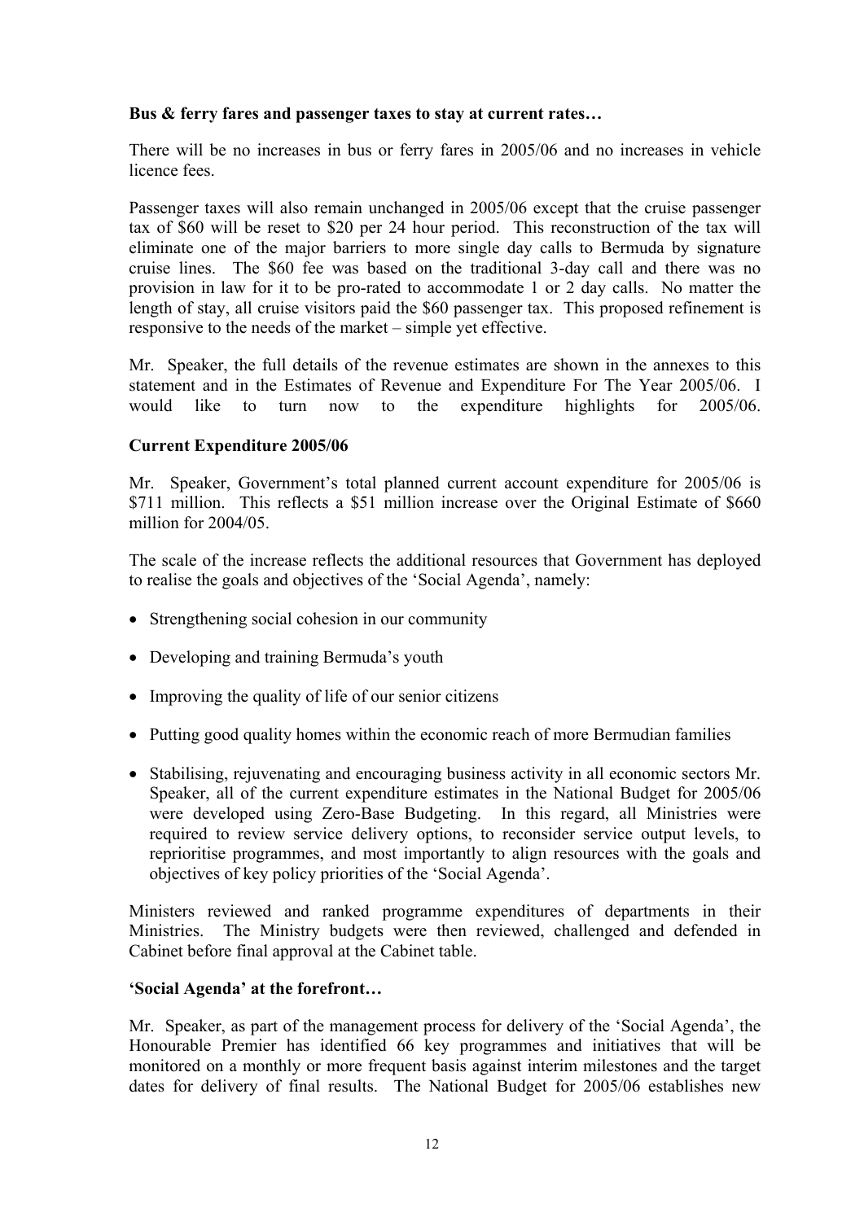**Bus & ferry fares and passenger taxes to stay at current rates…**

There will be no increases in bus or ferry fares in 2005/06 and no increases in vehicle licence fees.

Passenger taxes will also remain unchanged in 2005/06 except that the cruise passenger tax of $60 will be reset to $20 per 24 hour period. This reconstruction of the tax will eliminate one of the major barriers to more single day calls to Bermuda by signature cruise lines. The $60 fee was based on the traditional 3-day call and there was no provision in law for it to be pro-rated to accommodate 1 or 2 day calls. No matter the length of stay, all cruise visitors paid the $60 passenger tax. This proposed refinement is responsive to the needs of the market – simple yet effective.

Mr. Speaker, the full details of the revenue estimates are shown in the annexes to this statement and in the Estimates of Revenue and Expenditure For The Year 2005/06. I would like to turn now to the expenditure highlights for 2005/06.

**Current Expenditure 2005/06**

Mr. Speaker, Government's total planned current account expenditure for 2005/06 is $711 million. This reflects a $51 million increase over the Original Estimate of $660 million for 2004/05.

The scale of the increase reflects the additional resources that Government has deployed to realise the goals and objectives of the 'Social Agenda', namely:

- Strengthening social cohesion in our community
- Developing and training Bermuda's youth
- Improving the quality of life of our senior citizens
- Putting good quality homes within the economic reach of more Bermudian families
- Stabilising, rejuvenating and encouraging business activity in all economic sectors Mr. Speaker, all of the current expenditure estimates in the National Budget for 2005/06 were developed using Zero-Base Budgeting. In this regard, all Ministries were required to review service delivery options, to reconsider service output levels, to reprioritise programmes, and most importantly to align resources with the goals and objectives of key policy priorities of the 'Social Agenda'.

Ministers reviewed and ranked programme expenditures of departments in their Ministries. The Ministry budgets were then reviewed, challenged and defended in Cabinet before final approval at the Cabinet table.

**'Social Agenda' at the forefront…**

Mr. Speaker, as part of the management process for delivery of the 'Social Agenda', the Honourable Premier has identified 66 key programmes and initiatives that will be monitored on a monthly or more frequent basis against interim milestones and the target dates for delivery of final results. The National Budget for 2005/06 establishes new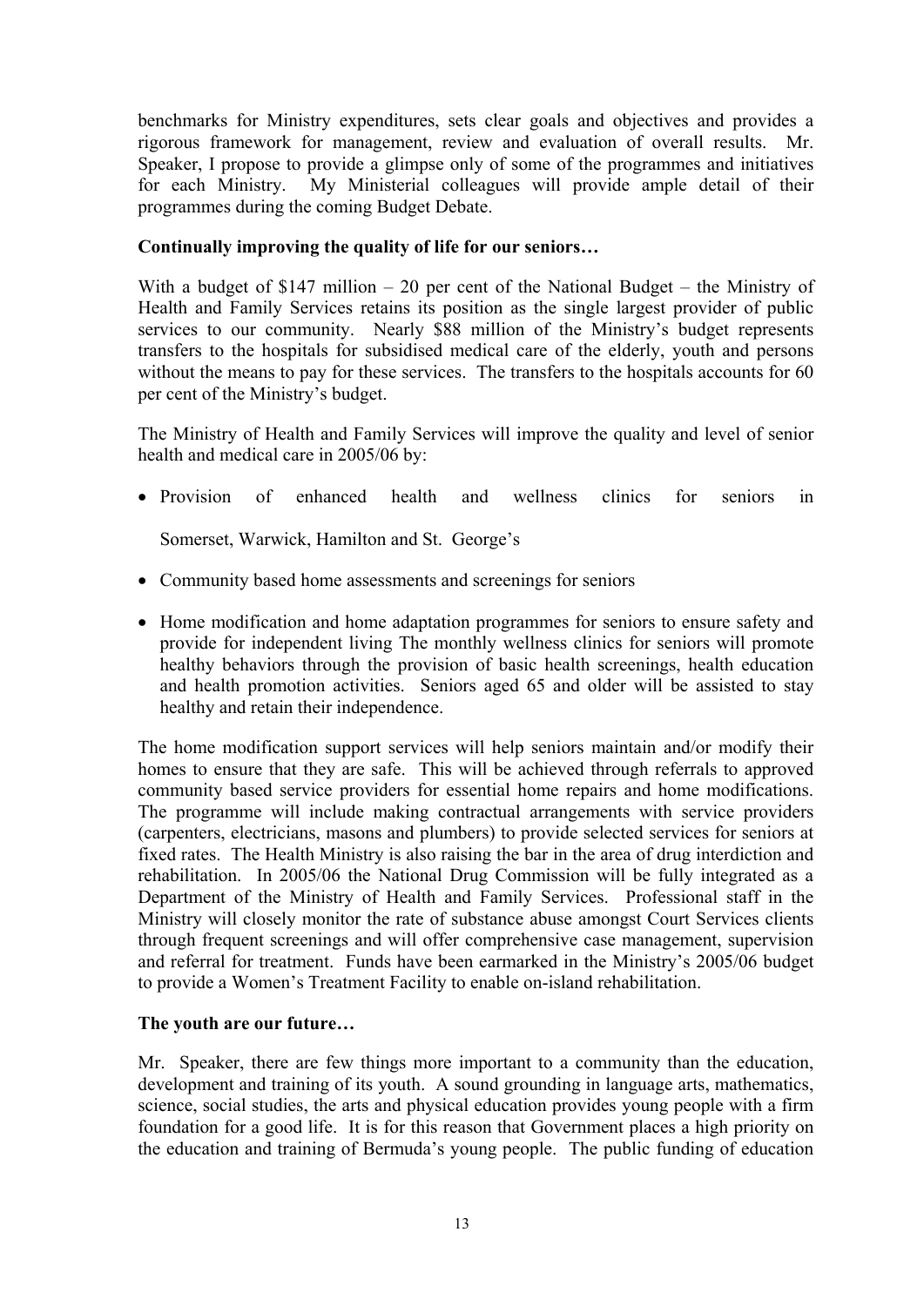benchmarks for Ministry expenditures, sets clear goals and objectives and provides a rigorous framework for management, review and evaluation of overall results. Mr. Speaker, I propose to provide a glimpse only of some of the programmes and initiatives for each Ministry. My Ministerial colleagues will provide ample detail of their programmes during the coming Budget Debate.

**Continually improving the quality of life for our seniors…**

With a budget of $147 million – 20 per cent of the National Budget – the Ministry of Health and Family Services retains its position as the single largest provider of public services to our community. Nearly $88 million of the Ministry's budget represents transfers to the hospitals for subsidised medical care of the elderly, youth and persons without the means to pay for these services. The transfers to the hospitals accounts for 60 per cent of the Ministry's budget.

The Ministry of Health and Family Services will improve the quality and level of senior health and medical care in 2005/06 by:

- Provision of enhanced health and wellness clinics for seniors in Somerset, Warwick, Hamilton and St. George's
- Community based home assessments and screenings for seniors
- Home modification and home adaptation programmes for seniors to ensure safety and provide for independent living The monthly wellness clinics for seniors will promote healthy behaviors through the provision of basic health screenings, health education and health promotion activities. Seniors aged 65 and older will be assisted to stay healthy and retain their independence.

The home modification support services will help seniors maintain and/or modify their homes to ensure that they are safe. This will be achieved through referrals to approved community based service providers for essential home repairs and home modifications. The programme will include making contractual arrangements with service providers (carpenters, electricians, masons and plumbers) to provide selected services for seniors at fixed rates. The Health Ministry is also raising the bar in the area of drug interdiction and rehabilitation. In 2005/06 the National Drug Commission will be fully integrated as a Department of the Ministry of Health and Family Services. Professional staff in the Ministry will closely monitor the rate of substance abuse amongst Court Services clients through frequent screenings and will offer comprehensive case management, supervision and referral for treatment. Funds have been earmarked in the Ministry's 2005/06 budget to provide a Women's Treatment Facility to enable on-island rehabilitation.

**The youth are our future…**

Mr. Speaker, there are few things more important to a community than the education, development and training of its youth. A sound grounding in language arts, mathematics, science, social studies, the arts and physical education provides young people with a firm foundation for a good life. It is for this reason that Government places a high priority on the education and training of Bermuda's young people. The public funding of education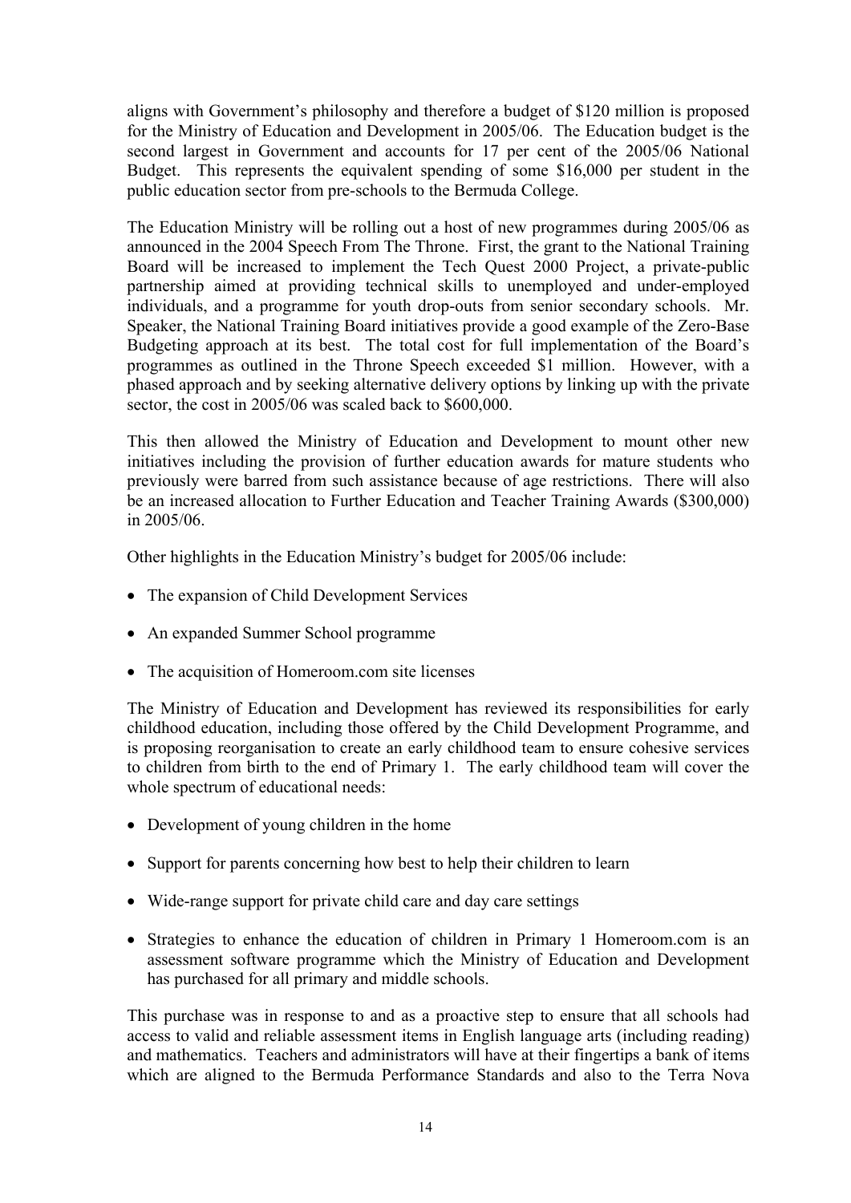aligns with Government's philosophy and therefore a budget of $120 million is proposed for the Ministry of Education and Development in 2005/06. The Education budget is the second largest in Government and accounts for 17 per cent of the 2005/06 National Budget. This represents the equivalent spending of some $16,000 per student in the public education sector from pre-schools to the Bermuda College.

The Education Ministry will be rolling out a host of new programmes during 2005/06 as announced in the 2004 Speech From The Throne. First, the grant to the National Training Board will be increased to implement the Tech Quest 2000 Project, a private-public partnership aimed at providing technical skills to unemployed and under-employed individuals, and a programme for youth drop-outs from senior secondary schools. Mr. Speaker, the National Training Board initiatives provide a good example of the Zero-Base Budgeting approach at its best. The total cost for full implementation of the Board's programmes as outlined in the Throne Speech exceeded $1 million. However, with a phased approach and by seeking alternative delivery options by linking up with the private sector, the cost in 2005/06 was scaled back to $600,000.

This then allowed the Ministry of Education and Development to mount other new initiatives including the provision of further education awards for mature students who previously were barred from such assistance because of age restrictions. There will also be an increased allocation to Further Education and Teacher Training Awards ($300,000) in 2005/06.

Other highlights in the Education Ministry's budget for 2005/06 include:

- The expansion of Child Development Services
- An expanded Summer School programme
- The acquisition of Homeroom.com site licenses

The Ministry of Education and Development has reviewed its responsibilities for early childhood education, including those offered by the Child Development Programme, and is proposing reorganisation to create an early childhood team to ensure cohesive services to children from birth to the end of Primary 1. The early childhood team will cover the whole spectrum of educational needs:

- Development of young children in the home
- Support for parents concerning how best to help their children to learn
- Wide-range support for private child care and day care settings
- Strategies to enhance the education of children in Primary 1 Homeroom.com is an assessment software programme which the Ministry of Education and Development has purchased for all primary and middle schools.

This purchase was in response to and as a proactive step to ensure that all schools had access to valid and reliable assessment items in English language arts (including reading) and mathematics. Teachers and administrators will have at their fingertips a bank of items which are aligned to the Bermuda Performance Standards and also to the Terra Nova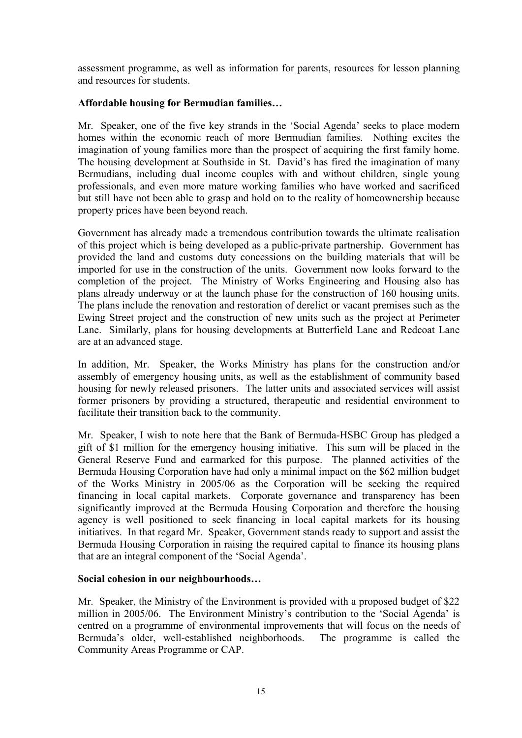assessment programme, as well as information for parents, resources for lesson planning and resources for students.

**Affordable housing for Bermudian families…**

Mr. Speaker, one of the five key strands in the 'Social Agenda' seeks to place modern homes within the economic reach of more Bermudian families. Nothing excites the imagination of young families more than the prospect of acquiring the first family home. The housing development at Southside in St. David's has fired the imagination of many Bermudians, including dual income couples with and without children, single young professionals, and even more mature working families who have worked and sacrificed but still have not been able to grasp and hold on to the reality of homeownership because property prices have been beyond reach.

Government has already made a tremendous contribution towards the ultimate realisation of this project which is being developed as a public-private partnership. Government has provided the land and customs duty concessions on the building materials that will be imported for use in the construction of the units. Government now looks forward to the completion of the project. The Ministry of Works Engineering and Housing also has plans already underway or at the launch phase for the construction of 160 housing units. The plans include the renovation and restoration of derelict or vacant premises such as the Ewing Street project and the construction of new units such as the project at Perimeter Lane. Similarly, plans for housing developments at Butterfield Lane and Redcoat Lane are at an advanced stage.

In addition, Mr. Speaker, the Works Ministry has plans for the construction and/or assembly of emergency housing units, as well as the establishment of community based housing for newly released prisoners. The latter units and associated services will assist former prisoners by providing a structured, therapeutic and residential environment to facilitate their transition back to the community.

Mr. Speaker, I wish to note here that the Bank of Bermuda-HSBC Group has pledged a gift of $1 million for the emergency housing initiative. This sum will be placed in the General Reserve Fund and earmarked for this purpose. The planned activities of the Bermuda Housing Corporation have had only a minimal impact on the $62 million budget of the Works Ministry in 2005/06 as the Corporation will be seeking the required financing in local capital markets. Corporate governance and transparency has been significantly improved at the Bermuda Housing Corporation and therefore the housing agency is well positioned to seek financing in local capital markets for its housing initiatives. In that regard Mr. Speaker, Government stands ready to support and assist the Bermuda Housing Corporation in raising the required capital to finance its housing plans that are an integral component of the 'Social Agenda'.

**Social cohesion in our neighbourhoods…**

Mr. Speaker, the Ministry of the Environment is provided with a proposed budget of $22 million in 2005/06. The Environment Ministry's contribution to the 'Social Agenda' is centred on a programme of environmental improvements that will focus on the needs of Bermuda's older, well-established neighborhoods. The programme is called the Community Areas Programme or CAP.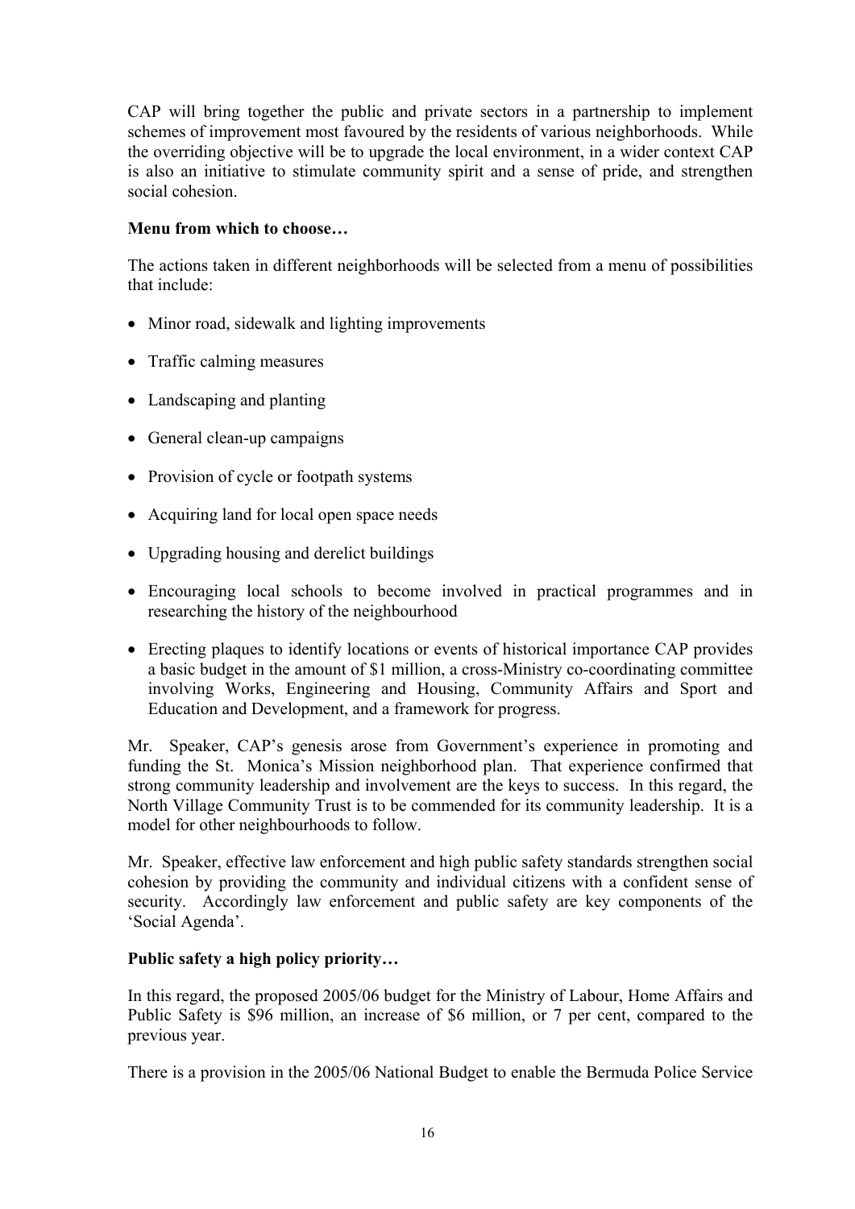CAP will bring together the public and private sectors in a partnership to implement schemes of improvement most favoured by the residents of various neighborhoods. While the overriding objective will be to upgrade the local environment, in a wider context CAP is also an initiative to stimulate community spirit and a sense of pride, and strengthen social cohesion.

**Menu from which to choose…**

The actions taken in different neighborhoods will be selected from a menu of possibilities that include:

- Minor road, sidewalk and lighting improvements
- Traffic calming measures
- Landscaping and planting
- General clean-up campaigns
- Provision of cycle or footpath systems
- Acquiring land for local open space needs
- Upgrading housing and derelict buildings
- Encouraging local schools to become involved in practical programmes and in researching the history of the neighbourhood
- Erecting plaques to identify locations or events of historical importance CAP provides a basic budget in the amount of $1 million, a cross-Ministry co-coordinating committee involving Works, Engineering and Housing, Community Affairs and Sport and Education and Development, and a framework for progress.

Mr. Speaker, CAP's genesis arose from Government's experience in promoting and funding the St. Monica's Mission neighborhood plan. That experience confirmed that strong community leadership and involvement are the keys to success. In this regard, the North Village Community Trust is to be commended for its community leadership. It is a model for other neighbourhoods to follow.

Mr. Speaker, effective law enforcement and high public safety standards strengthen social cohesion by providing the community and individual citizens with a confident sense of security. Accordingly law enforcement and public safety are key components of the 'Social Agenda'.

**Public safety a high policy priority…**

In this regard, the proposed 2005/06 budget for the Ministry of Labour, Home Affairs and Public Safety is $96 million, an increase of $6 million, or 7 per cent, compared to the previous year.

There is a provision in the 2005/06 National Budget to enable the Bermuda Police Service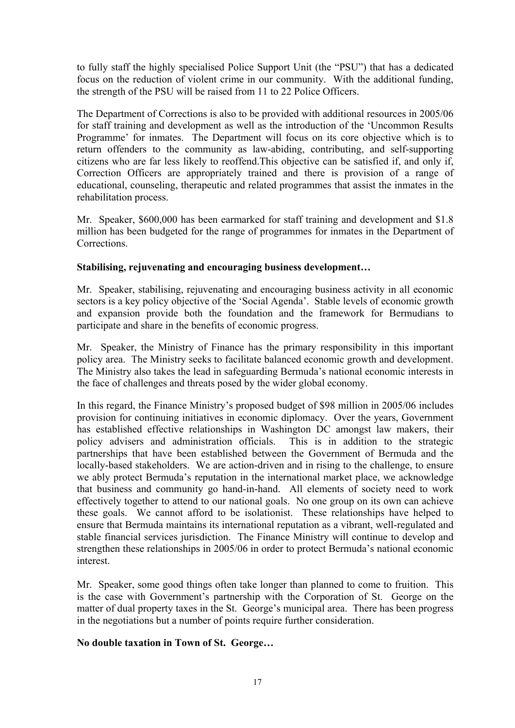to fully staff the highly specialised Police Support Unit (the "PSU") that has a dedicated focus on the reduction of violent crime in our community. With the additional funding, the strength of the PSU will be raised from 11 to 22 Police Officers.

The Department of Corrections is also to be provided with additional resources in 2005/06 for staff training and development as well as the introduction of the 'Uncommon Results Programme' for inmates. The Department will focus on its core objective which is to return offenders to the community as law-abiding, contributing, and self-supporting citizens who are far less likely to reoffend.This objective can be satisfied if, and only if, Correction Officers are appropriately trained and there is provision of a range of educational, counseling, therapeutic and related programmes that assist the inmates in the rehabilitation process.

Mr. Speaker, $600,000 has been earmarked for staff training and development and $1.8 million has been budgeted for the range of programmes for inmates in the Department of Corrections.

**Stabilising, rejuvenating and encouraging business development…**

Mr. Speaker, stabilising, rejuvenating and encouraging business activity in all economic sectors is a key policy objective of the 'Social Agenda'. Stable levels of economic growth and expansion provide both the foundation and the framework for Bermudians to participate and share in the benefits of economic progress.

Mr. Speaker, the Ministry of Finance has the primary responsibility in this important policy area. The Ministry seeks to facilitate balanced economic growth and development. The Ministry also takes the lead in safeguarding Bermuda's national economic interests in the face of challenges and threats posed by the wider global economy.

In this regard, the Finance Ministry's proposed budget of $98 million in 2005/06 includes provision for continuing initiatives in economic diplomacy. Over the years, Government has established effective relationships in Washington DC amongst law makers, their policy advisers and administration officials. This is in addition to the strategic partnerships that have been established between the Government of Bermuda and the locally-based stakeholders. We are action-driven and in rising to the challenge, to ensure we ably protect Bermuda's reputation in the international market place, we acknowledge that business and community go hand-in-hand. All elements of society need to work effectively together to attend to our national goals. No one group on its own can achieve these goals. We cannot afford to be isolationist. These relationships have helped to ensure that Bermuda maintains its international reputation as a vibrant, well-regulated and stable financial services jurisdiction. The Finance Ministry will continue to develop and strengthen these relationships in 2005/06 in order to protect Bermuda's national economic interest.

Mr. Speaker, some good things often take longer than planned to come to fruition. This is the case with Government's partnership with the Corporation of St. George on the matter of dual property taxes in the St. George's municipal area. There has been progress in the negotiations but a number of points require further consideration.

**No double taxation in Town of St. George…**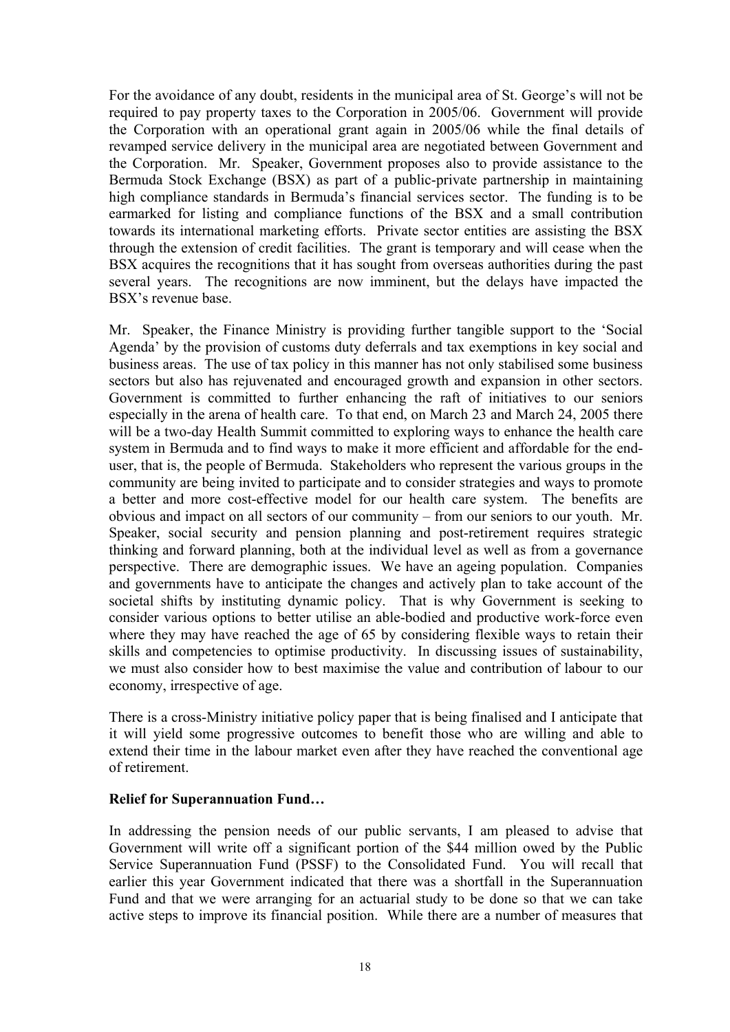For the avoidance of any doubt, residents in the municipal area of St. George's will not be required to pay property taxes to the Corporation in 2005/06. Government will provide the Corporation with an operational grant again in 2005/06 while the final details of revamped service delivery in the municipal area are negotiated between Government and the Corporation. Mr. Speaker, Government proposes also to provide assistance to the Bermuda Stock Exchange (BSX) as part of a public-private partnership in maintaining high compliance standards in Bermuda's financial services sector. The funding is to be earmarked for listing and compliance functions of the BSX and a small contribution towards its international marketing efforts. Private sector entities are assisting the BSX through the extension of credit facilities. The grant is temporary and will cease when the BSX acquires the recognitions that it has sought from overseas authorities during the past several years. The recognitions are now imminent, but the delays have impacted the BSX's revenue base.

Mr. Speaker, the Finance Ministry is providing further tangible support to the 'Social Agenda' by the provision of customs duty deferrals and tax exemptions in key social and business areas. The use of tax policy in this manner has not only stabilised some business sectors but also has rejuvenated and encouraged growth and expansion in other sectors. Government is committed to further enhancing the raft of initiatives to our seniors especially in the arena of health care. To that end, on March 23 and March 24, 2005 there will be a two-day Health Summit committed to exploring ways to enhance the health care system in Bermuda and to find ways to make it more efficient and affordable for the end-user, that is, the people of Bermuda. Stakeholders who represent the various groups in the community are being invited to participate and to consider strategies and ways to promote a better and more cost-effective model for our health care system. The benefits are obvious and impact on all sectors of our community – from our seniors to our youth. Mr. Speaker, social security and pension planning and post-retirement requires strategic thinking and forward planning, both at the individual level as well as from a governance perspective. There are demographic issues. We have an ageing population. Companies and governments have to anticipate the changes and actively plan to take account of the societal shifts by instituting dynamic policy. That is why Government is seeking to consider various options to better utilise an able-bodied and productive work-force even where they may have reached the age of 65 by considering flexible ways to retain their skills and competencies to optimise productivity. In discussing issues of sustainability, we must also consider how to best maximise the value and contribution of labour to our economy, irrespective of age.

There is a cross-Ministry initiative policy paper that is being finalised and I anticipate that it will yield some progressive outcomes to benefit those who are willing and able to extend their time in the labour market even after they have reached the conventional age of retirement.

**Relief for Superannuation Fund…**

In addressing the pension needs of our public servants, I am pleased to advise that Government will write off a significant portion of the $44 million owed by the Public Service Superannuation Fund (PSSF) to the Consolidated Fund. You will recall that earlier this year Government indicated that there was a shortfall in the Superannuation Fund and that we were arranging for an actuarial study to be done so that we can take active steps to improve its financial position. While there are a number of measures that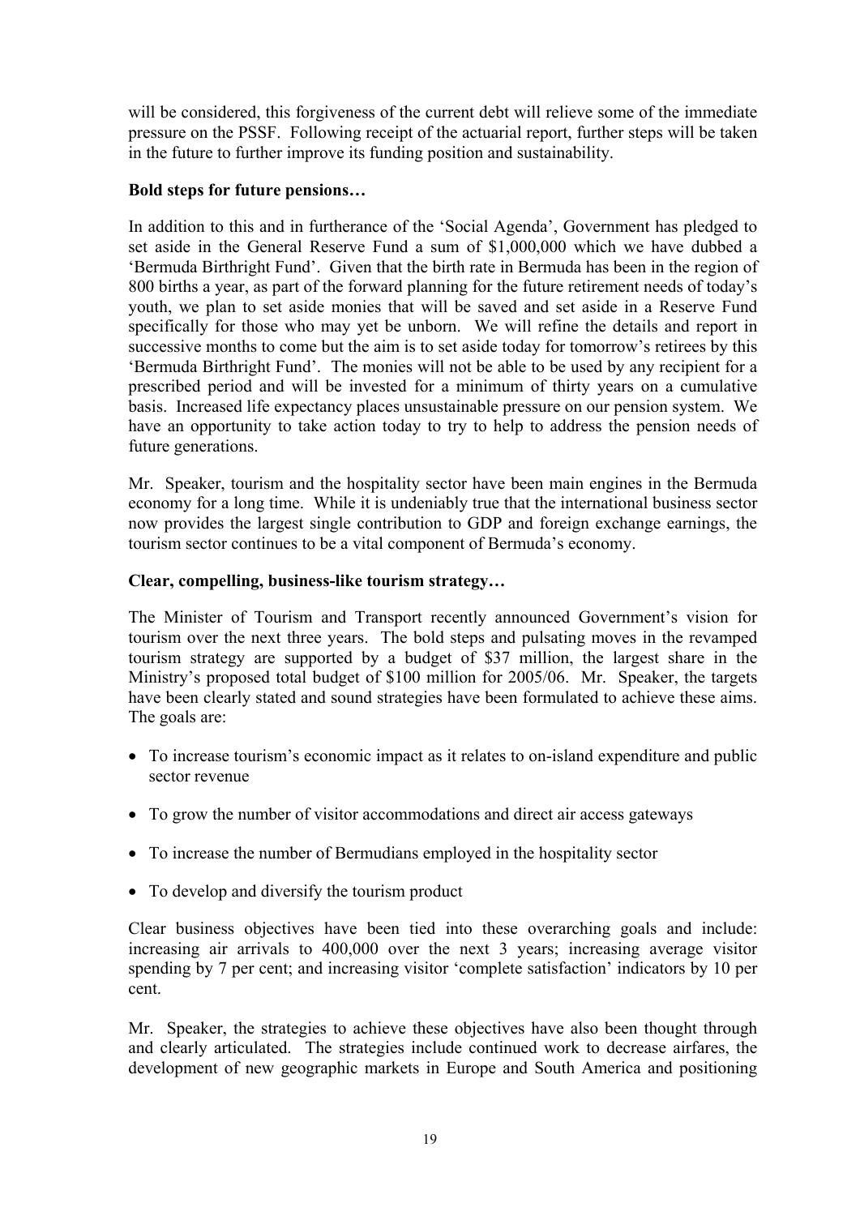will be considered, this forgiveness of the current debt will relieve some of the immediate pressure on the PSSF. Following receipt of the actuarial report, further steps will be taken in the future to further improve its funding position and sustainability.

**Bold steps for future pensions…**

In addition to this and in furtherance of the 'Social Agenda', Government has pledged to set aside in the General Reserve Fund a sum of $1,000,000 which we have dubbed a 'Bermuda Birthright Fund'. Given that the birth rate in Bermuda has been in the region of 800 births a year, as part of the forward planning for the future retirement needs of today's youth, we plan to set aside monies that will be saved and set aside in a Reserve Fund specifically for those who may yet be unborn. We will refine the details and report in successive months to come but the aim is to set aside today for tomorrow's retirees by this 'Bermuda Birthright Fund'. The monies will not be able to be used by any recipient for a prescribed period and will be invested for a minimum of thirty years on a cumulative basis. Increased life expectancy places unsustainable pressure on our pension system. We have an opportunity to take action today to try to help to address the pension needs of future generations.

Mr. Speaker, tourism and the hospitality sector have been main engines in the Bermuda economy for a long time. While it is undeniably true that the international business sector now provides the largest single contribution to GDP and foreign exchange earnings, the tourism sector continues to be a vital component of Bermuda's economy.

**Clear, compelling, business-like tourism strategy…**

The Minister of Tourism and Transport recently announced Government's vision for tourism over the next three years. The bold steps and pulsating moves in the revamped tourism strategy are supported by a budget of $37 million, the largest share in the Ministry's proposed total budget of $100 million for 2005/06. Mr. Speaker, the targets have been clearly stated and sound strategies have been formulated to achieve these aims. The goals are:

- To increase tourism's economic impact as it relates to on-island expenditure and public sector revenue
- To grow the number of visitor accommodations and direct air access gateways
- To increase the number of Bermudians employed in the hospitality sector
- To develop and diversify the tourism product

Clear business objectives have been tied into these overarching goals and include: increasing air arrivals to 400,000 over the next 3 years; increasing average visitor spending by 7 per cent; and increasing visitor 'complete satisfaction' indicators by 10 per cent.

Mr. Speaker, the strategies to achieve these objectives have also been thought through and clearly articulated. The strategies include continued work to decrease airfares, the development of new geographic markets in Europe and South America and positioning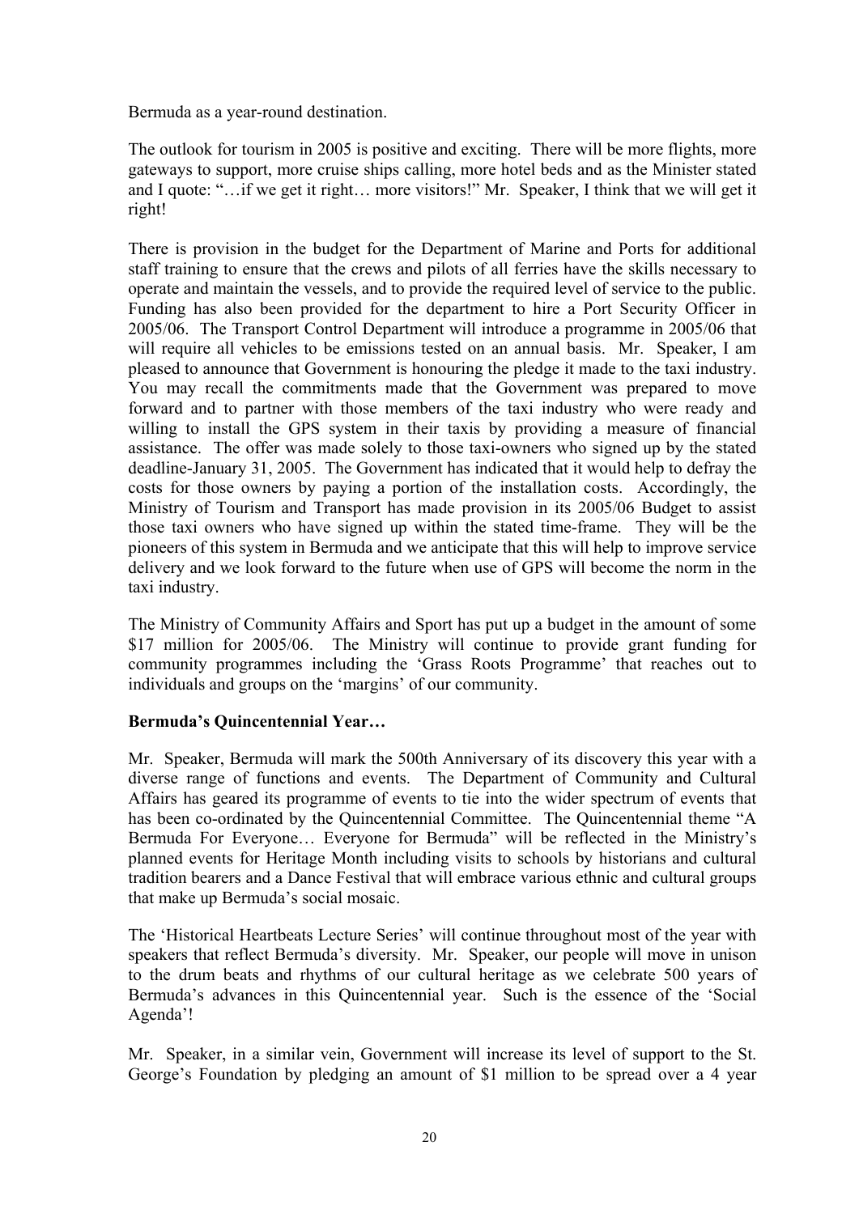Bermuda as a year-round destination.

The outlook for tourism in 2005 is positive and exciting. There will be more flights, more gateways to support, more cruise ships calling, more hotel beds and as the Minister stated and I quote: "…if we get it right… more visitors!" Mr. Speaker, I think that we will get it right!

There is provision in the budget for the Department of Marine and Ports for additional staff training to ensure that the crews and pilots of all ferries have the skills necessary to operate and maintain the vessels, and to provide the required level of service to the public. Funding has also been provided for the department to hire a Port Security Officer in 2005/06. The Transport Control Department will introduce a programme in 2005/06 that will require all vehicles to be emissions tested on an annual basis. Mr. Speaker, I am pleased to announce that Government is honouring the pledge it made to the taxi industry. You may recall the commitments made that the Government was prepared to move forward and to partner with those members of the taxi industry who were ready and willing to install the GPS system in their taxis by providing a measure of financial assistance. The offer was made solely to those taxi-owners who signed up by the stated deadline-January 31, 2005. The Government has indicated that it would help to defray the costs for those owners by paying a portion of the installation costs. Accordingly, the Ministry of Tourism and Transport has made provision in its 2005/06 Budget to assist those taxi owners who have signed up within the stated time-frame. They will be the pioneers of this system in Bermuda and we anticipate that this will help to improve service delivery and we look forward to the future when use of GPS will become the norm in the taxi industry.

The Ministry of Community Affairs and Sport has put up a budget in the amount of some $17 million for 2005/06. The Ministry will continue to provide grant funding for community programmes including the 'Grass Roots Programme' that reaches out to individuals and groups on the 'margins' of our community.

**Bermuda's Quincentennial Year…**

Mr. Speaker, Bermuda will mark the 500th Anniversary of its discovery this year with a diverse range of functions and events. The Department of Community and Cultural Affairs has geared its programme of events to tie into the wider spectrum of events that has been co-ordinated by the Quincentennial Committee. The Quincentennial theme "A Bermuda For Everyone… Everyone for Bermuda" will be reflected in the Ministry's planned events for Heritage Month including visits to schools by historians and cultural tradition bearers and a Dance Festival that will embrace various ethnic and cultural groups that make up Bermuda's social mosaic.

The 'Historical Heartbeats Lecture Series' will continue throughout most of the year with speakers that reflect Bermuda's diversity. Mr. Speaker, our people will move in unison to the drum beats and rhythms of our cultural heritage as we celebrate 500 years of Bermuda's advances in this Quincentennial year. Such is the essence of the 'Social Agenda'!

Mr. Speaker, in a similar vein, Government will increase its level of support to the St. George's Foundation by pledging an amount of $1 million to be spread over a 4 year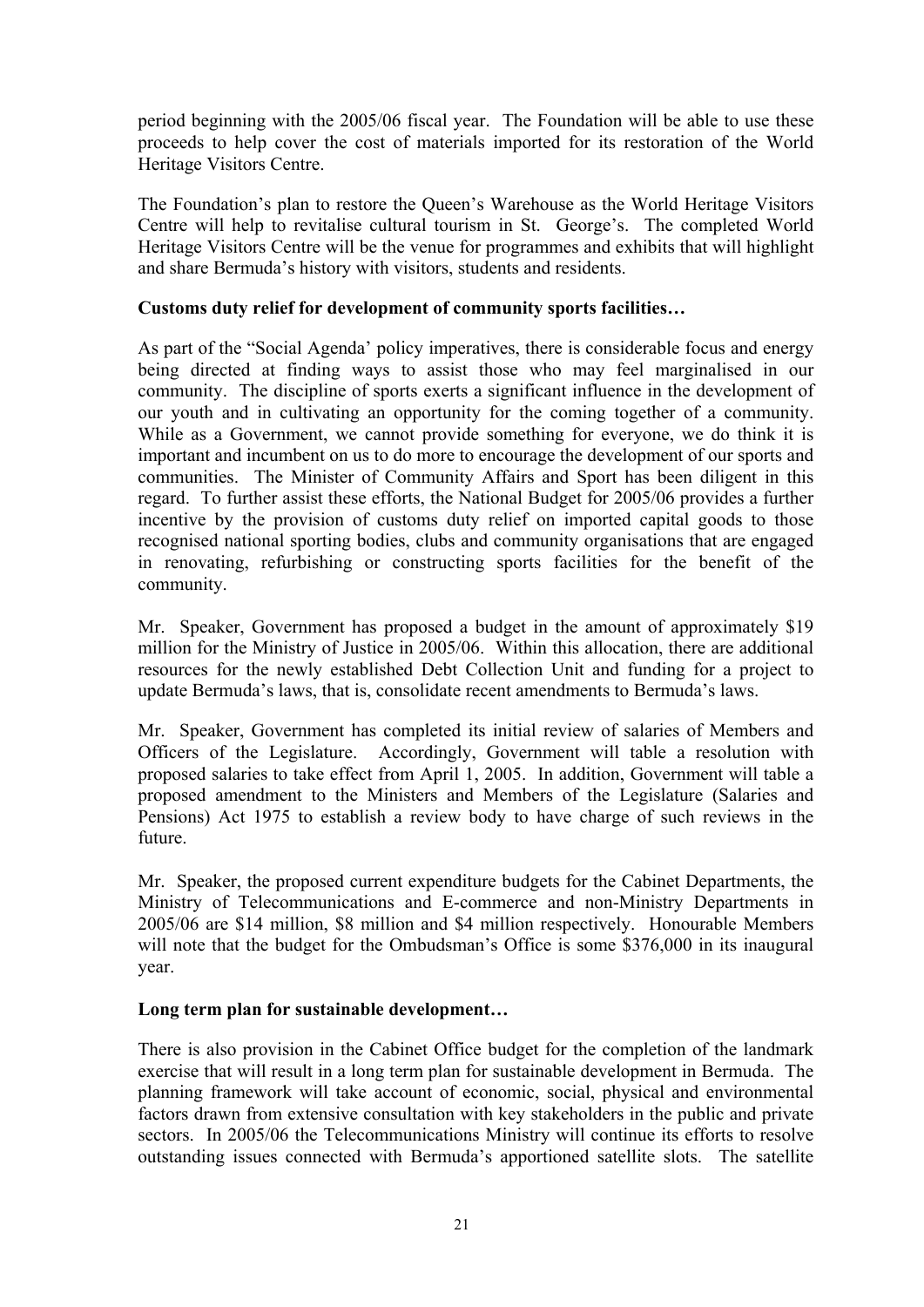period beginning with the 2005/06 fiscal year. The Foundation will be able to use these proceeds to help cover the cost of materials imported for its restoration of the World Heritage Visitors Centre.

The Foundation's plan to restore the Queen's Warehouse as the World Heritage Visitors Centre will help to revitalise cultural tourism in St. George's. The completed World Heritage Visitors Centre will be the venue for programmes and exhibits that will highlight and share Bermuda's history with visitors, students and residents.

**Customs duty relief for development of community sports facilities…**

As part of the "Social Agenda' policy imperatives, there is considerable focus and energy being directed at finding ways to assist those who may feel marginalised in our community. The discipline of sports exerts a significant influence in the development of our youth and in cultivating an opportunity for the coming together of a community. While as a Government, we cannot provide something for everyone, we do think it is important and incumbent on us to do more to encourage the development of our sports and communities. The Minister of Community Affairs and Sport has been diligent in this regard. To further assist these efforts, the National Budget for 2005/06 provides a further incentive by the provision of customs duty relief on imported capital goods to those recognised national sporting bodies, clubs and community organisations that are engaged in renovating, refurbishing or constructing sports facilities for the benefit of the community.

Mr. Speaker, Government has proposed a budget in the amount of approximately $19 million for the Ministry of Justice in 2005/06. Within this allocation, there are additional resources for the newly established Debt Collection Unit and funding for a project to update Bermuda's laws, that is, consolidate recent amendments to Bermuda's laws.

Mr. Speaker, Government has completed its initial review of salaries of Members and Officers of the Legislature. Accordingly, Government will table a resolution with proposed salaries to take effect from April 1, 2005. In addition, Government will table a proposed amendment to the Ministers and Members of the Legislature (Salaries and Pensions) Act 1975 to establish a review body to have charge of such reviews in the future.

Mr. Speaker, the proposed current expenditure budgets for the Cabinet Departments, the Ministry of Telecommunications and E-commerce and non-Ministry Departments in 2005/06 are $14 million, $8 million and $4 million respectively. Honourable Members will note that the budget for the Ombudsman's Office is some $376,000 in its inaugural year.

**Long term plan for sustainable development…**

There is also provision in the Cabinet Office budget for the completion of the landmark exercise that will result in a long term plan for sustainable development in Bermuda. The planning framework will take account of economic, social, physical and environmental factors drawn from extensive consultation with key stakeholders in the public and private sectors. In 2005/06 the Telecommunications Ministry will continue its efforts to resolve outstanding issues connected with Bermuda's apportioned satellite slots. The satellite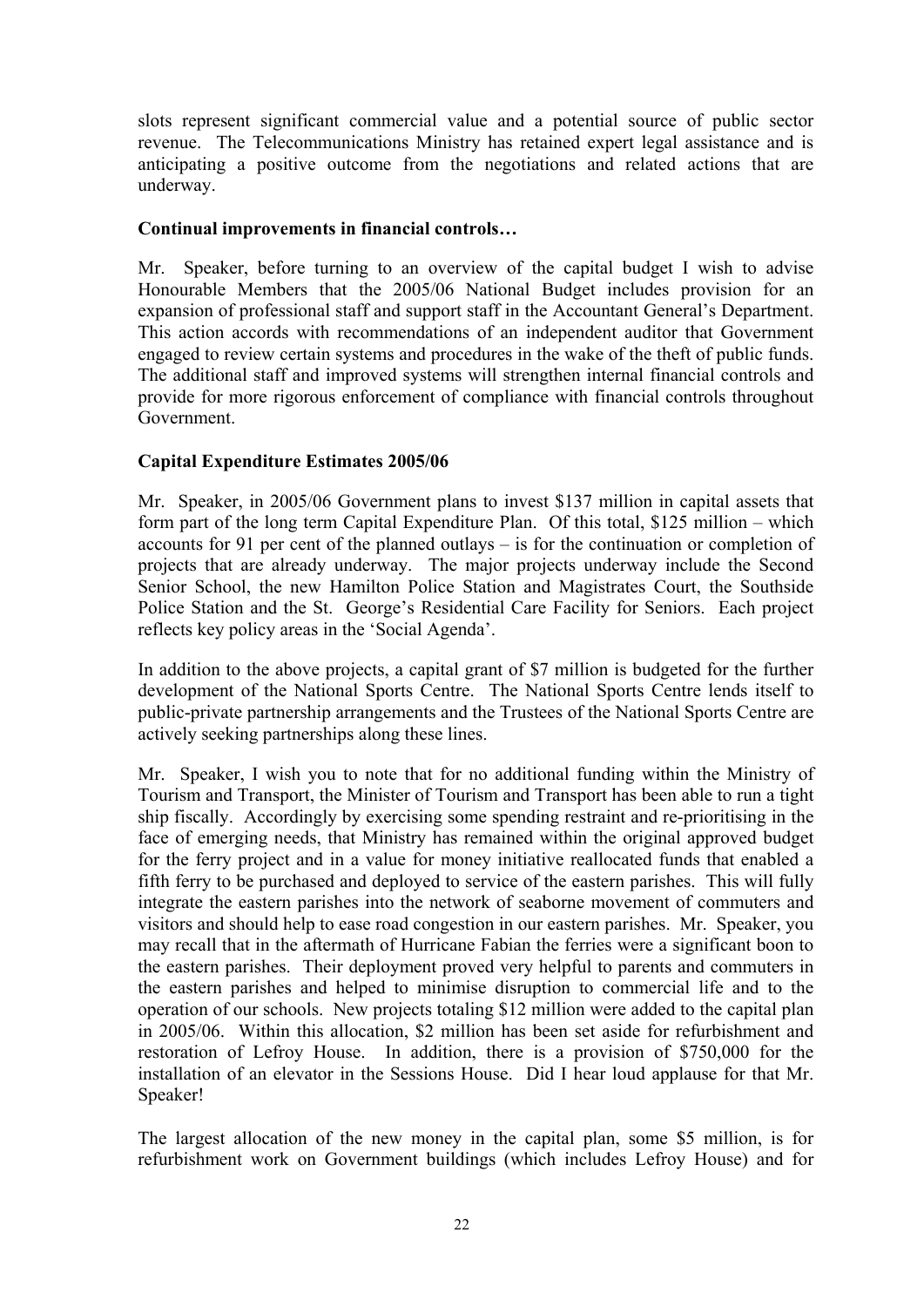slots represent significant commercial value and a potential source of public sector revenue. The Telecommunications Ministry has retained expert legal assistance and is anticipating a positive outcome from the negotiations and related actions that are underway.

**Continual improvements in financial controls…**

Mr. Speaker, before turning to an overview of the capital budget I wish to advise Honourable Members that the 2005/06 National Budget includes provision for an expansion of professional staff and support staff in the Accountant General's Department. This action accords with recommendations of an independent auditor that Government engaged to review certain systems and procedures in the wake of the theft of public funds. The additional staff and improved systems will strengthen internal financial controls and provide for more rigorous enforcement of compliance with financial controls throughout Government.

**Capital Expenditure Estimates 2005/06**

Mr. Speaker, in 2005/06 Government plans to invest $137 million in capital assets that form part of the long term Capital Expenditure Plan. Of this total, $125 million – which accounts for 91 per cent of the planned outlays – is for the continuation or completion of projects that are already underway. The major projects underway include the Second Senior School, the new Hamilton Police Station and Magistrates Court, the Southside Police Station and the St. George's Residential Care Facility for Seniors. Each project reflects key policy areas in the 'Social Agenda'.

In addition to the above projects, a capital grant of $7 million is budgeted for the further development of the National Sports Centre. The National Sports Centre lends itself to public-private partnership arrangements and the Trustees of the National Sports Centre are actively seeking partnerships along these lines.

Mr. Speaker, I wish you to note that for no additional funding within the Ministry of Tourism and Transport, the Minister of Tourism and Transport has been able to run a tight ship fiscally. Accordingly by exercising some spending restraint and re-prioritising in the face of emerging needs, that Ministry has remained within the original approved budget for the ferry project and in a value for money initiative reallocated funds that enabled a fifth ferry to be purchased and deployed to service of the eastern parishes. This will fully integrate the eastern parishes into the network of seaborne movement of commuters and visitors and should help to ease road congestion in our eastern parishes. Mr. Speaker, you may recall that in the aftermath of Hurricane Fabian the ferries were a significant boon to the eastern parishes. Their deployment proved very helpful to parents and commuters in the eastern parishes and helped to minimise disruption to commercial life and to the operation of our schools. New projects totaling $12 million were added to the capital plan in 2005/06. Within this allocation, $2 million has been set aside for refurbishment and restoration of Lefroy House. In addition, there is a provision of $750,000 for the installation of an elevator in the Sessions House. Did I hear loud applause for that Mr. Speaker!

The largest allocation of the new money in the capital plan, some $5 million, is for refurbishment work on Government buildings (which includes Lefroy House) and for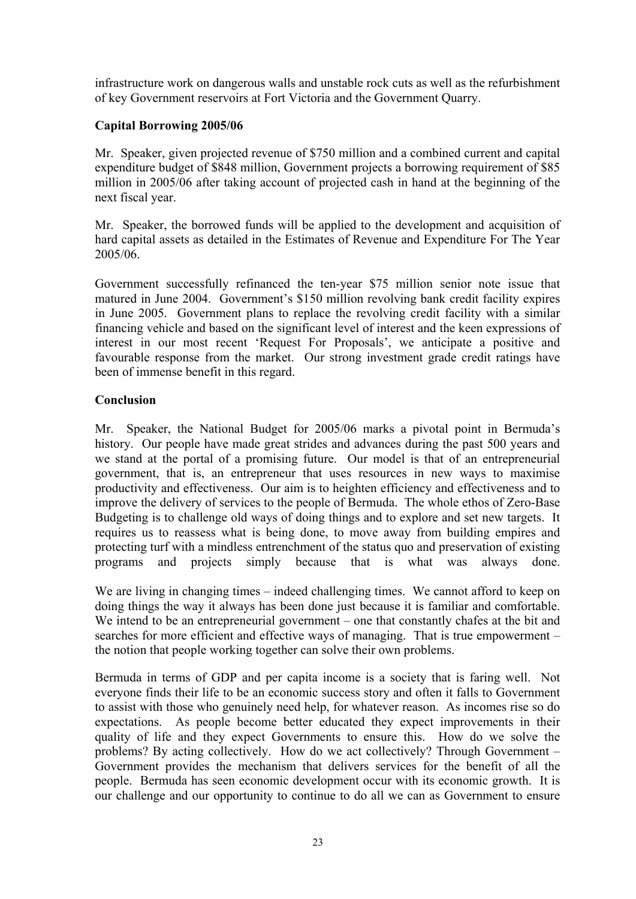infrastructure work on dangerous walls and unstable rock cuts as well as the refurbishment of key Government reservoirs at Fort Victoria and the Government Quarry.

**Capital Borrowing 2005/06**

Mr. Speaker, given projected revenue of $750 million and a combined current and capital expenditure budget of $848 million, Government projects a borrowing requirement of $85 million in 2005/06 after taking account of projected cash in hand at the beginning of the next fiscal year.

Mr. Speaker, the borrowed funds will be applied to the development and acquisition of hard capital assets as detailed in the Estimates of Revenue and Expenditure For The Year 2005/06.

Government successfully refinanced the ten-year $75 million senior note issue that matured in June 2004. Government's $150 million revolving bank credit facility expires in June 2005. Government plans to replace the revolving credit facility with a similar financing vehicle and based on the significant level of interest and the keen expressions of interest in our most recent 'Request For Proposals', we anticipate a positive and favourable response from the market. Our strong investment grade credit ratings have been of immense benefit in this regard.

**Conclusion**

Mr. Speaker, the National Budget for 2005/06 marks a pivotal point in Bermuda's history. Our people have made great strides and advances during the past 500 years and we stand at the portal of a promising future. Our model is that of an entrepreneurial government, that is, an entrepreneur that uses resources in new ways to maximise productivity and effectiveness. Our aim is to heighten efficiency and effectiveness and to improve the delivery of services to the people of Bermuda. The whole ethos of Zero-Base Budgeting is to challenge old ways of doing things and to explore and set new targets. It requires us to reassess what is being done, to move away from building empires and protecting turf with a mindless entrenchment of the status quo and preservation of existing programs and projects simply because that is what was always done.

We are living in changing times – indeed challenging times. We cannot afford to keep on doing things the way it always has been done just because it is familiar and comfortable. We intend to be an entrepreneurial government – one that constantly chafes at the bit and searches for more efficient and effective ways of managing. That is true empowerment – the notion that people working together can solve their own problems.

Bermuda in terms of GDP and per capita income is a society that is faring well. Not everyone finds their life to be an economic success story and often it falls to Government to assist with those who genuinely need help, for whatever reason. As incomes rise so do expectations. As people become better educated they expect improvements in their quality of life and they expect Governments to ensure this. How do we solve the problems? By acting collectively. How do we act collectively? Through Government – Government provides the mechanism that delivers services for the benefit of all the people. Bermuda has seen economic development occur with its economic growth. It is our challenge and our opportunity to continue to do all we can as Government to ensure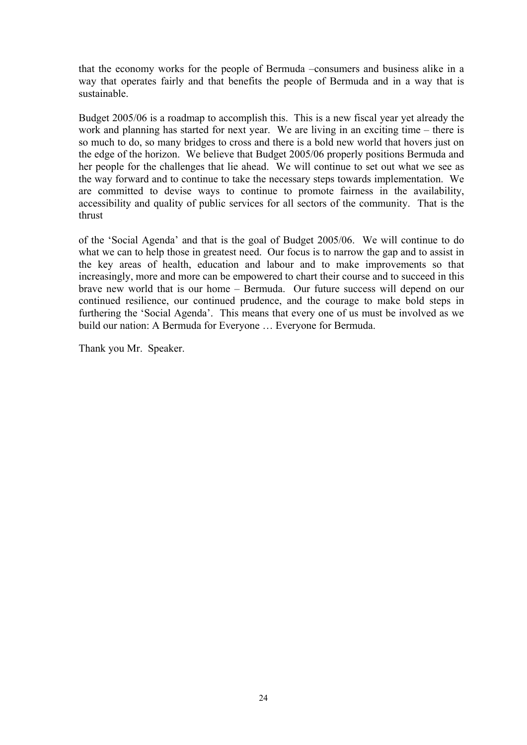that the economy works for the people of Bermuda –consumers and business alike in a way that operates fairly and that benefits the people of Bermuda and in a way that is sustainable.

Budget 2005/06 is a roadmap to accomplish this. This is a new fiscal year yet already the work and planning has started for next year. We are living in an exciting time – there is so much to do, so many bridges to cross and there is a bold new world that hovers just on the edge of the horizon. We believe that Budget 2005/06 properly positions Bermuda and her people for the challenges that lie ahead. We will continue to set out what we see as the way forward and to continue to take the necessary steps towards implementation. We are committed to devise ways to continue to promote fairness in the availability, accessibility and quality of public services for all sectors of the community. That is the thrust

of the 'Social Agenda' and that is the goal of Budget 2005/06. We will continue to do what we can to help those in greatest need. Our focus is to narrow the gap and to assist in the key areas of health, education and labour and to make improvements so that increasingly, more and more can be empowered to chart their course and to succeed in this brave new world that is our home – Bermuda. Our future success will depend on our continued resilience, our continued prudence, and the courage to make bold steps in furthering the 'Social Agenda'. This means that every one of us must be involved as we build our nation: A Bermuda for Everyone … Everyone for Bermuda.

Thank you Mr. Speaker.